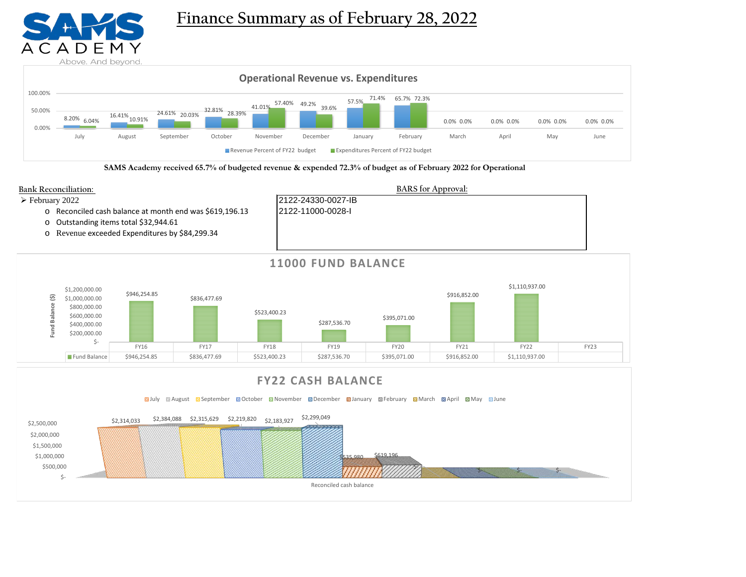# Finance Summary as of February 28, 2022

SAMS ACADEMY
Above. And beyond.

## Operational Revenue vs. Expenditures

| Month | Revenue Percent of FY22 budget | Expenditures Percent of FY22 budget |
|---|---|---|
| July | 8.20% | 6.04% |
| August | 16.41% | 10.91% |
| September | 24.61% | 20.03% |
| October | 32.81% | 28.39% |
| November | 41.01% | 57.40% |
| December | 49.2% | 39.6% |
| January | 57.5% | 71.4% |
| February | 65.7% | 72.3% |
| March | 0.0% | 0.0% |
| April | 0.0% | 0.0% |
| May | 0.0% | 0.0% |
| June | 0.0% | 0.0% |

**SAMS Academy received 65.7% of budgeted revenue & expended 72.3% of budget as of February 2022 for Operational**

## Bank Reconciliation:

- February 2022
  - Reconciled cash balance at month end was $619,196.13
  - Outstanding items total $32,944.61
  - Revenue exceeded Expenditures by $84,299.34

## BARS for Approval:

2122-24330-0027-IB
2122-11000-0028-I

## 11000 FUND BALANCE

| | FY16 | FY17 | FY18 | FY19 | FY20 | FY21 | FY22 | FY23 |
|---|---|---|---|---|---|---|---|---|
| Fund Balance | $946,254.85 | $836,477.69 | $523,400.23 | $287,536.70 | $395,071.00 | $916,852.00 | $1,110,937.00 | |

## FY22 CASH BALANCE

Reconciled cash balance

| July | August | September | October | November | December | January | February | March | April | May | June |
|---|---|---|---|---|---|---|---|---|---|---|---|
| $2,314,033 | $2,384,088 | $2,315,629 | $2,219,820 | $2,183,927 | $2,299,049 | $535,980 | $619,196 | $- | $- | $- | $- |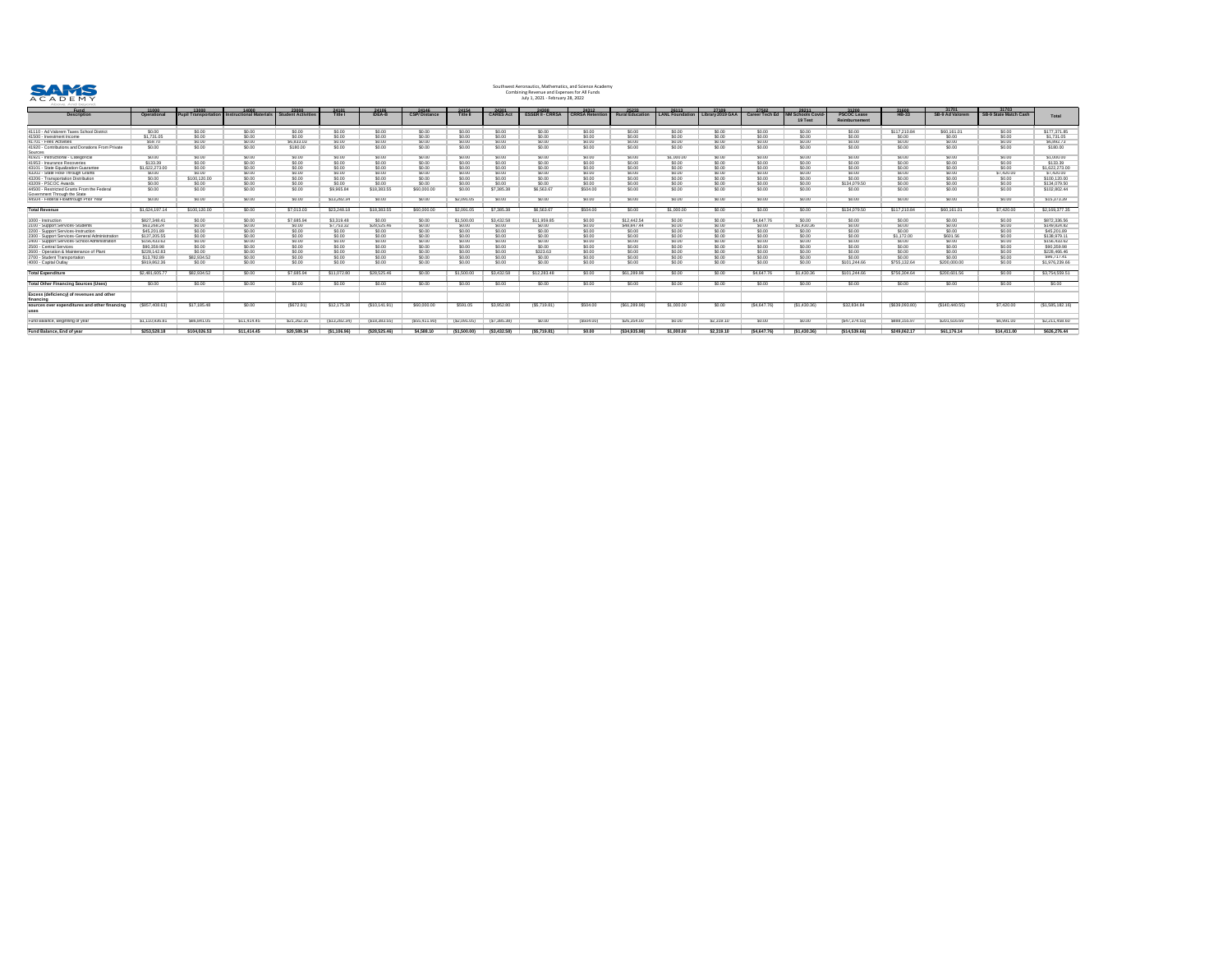**SAMS ACADEMY**

Southwest Aeronautics, Mathematics, and Science Academy
Combining Revenue and Expenses for All Funds
July 1, 2021 - February 28, 2022

| Fund<br>Description | 11000<br>Operational | 13000<br>Pupil Transportation | 14000<br>Instructional Materials | 23000<br>Student Activities | 24101<br>Title I | 24106<br>IDEA-B | 24146<br>CSPI Distance | 24154<br>Title II | 24301<br>CARES Act | 24308<br>ESSER II - CRRSA | 24312<br>CRRSA Retention | 25233<br>Rural Education | 26113<br>LANL Foundation | 27109<br>Library 2019 GAA | 27502<br>Career Tech Ed | 28211<br>NM Schools Covid-19 Test | 31200<br>PSCOC Lease Reimbursement | 31600<br>HB-33 | 31701<br>SB-9 Ad Valorem | 31703<br>SB-9 State Match Cash | Total |
|---|---|---|---|---|---|---|---|---|---|---|---|---|---|---|---|---|---|---|---|---|---|
| 41110 - Ad Valorem Taxes School District | $0.00 | $0.00 | $0.00 | $0.00 | $0.00 | $0.00 | $0.00 | $0.00 | $0.00 | $0.00 | $0.00 | $0.00 | $0.00 | $0.00 | $0.00 | $0.00 | $0.00 | $117,210.84 | $60,161.01 | $0.00 | $177,371.85 |
| 41500 - Investment Income | $1,731.05 | $0.00 | $0.00 | $0.00 | $0.00 | $0.00 | $0.00 | $0.00 | $0.00 | $0.00 | $0.00 | $0.00 | $0.00 | $0.00 | $0.00 | $0.00 | $0.00 | $0.00 | $0.00 | $0.00 | $1,731.05 |
| 41701 - Fees Activities | $59.70 | $0.00 | $0.00 | $6,833.03 | $0.00 | $0.00 | $0.00 | $0.00 | $0.00 | $0.00 | $0.00 | $0.00 | $0.00 | $0.00 | $0.00 | $0.00 | $0.00 | $0.00 | $0.00 | $0.00 | $6,892.73 |
| 41920 - Contributions and Donations From Private Sources | $0.00 | $0.00 | $0.00 | $180.00 | $0.00 | $0.00 | $0.00 | $0.00 | $0.00 | $0.00 | $0.00 | $0.00 | $0.00 | $0.00 | $0.00 | $0.00 | $0.00 | $0.00 | $0.00 | $0.00 | $180.00 |
| 41921 - Instructional - Categorical | $0.00 | $0.00 | $0.00 | $0.00 | $0.00 | $0.00 | $0.00 | $0.00 | $0.00 | $0.00 | $0.00 | $0.00 | $1,000.00 | $0.00 | $0.00 | $0.00 | $0.00 | $0.00 | $0.00 | $0.00 | $1,000.00 |
| 41953 - Insurance Recoveries | $133.39 | $0.00 | $0.00 | $0.00 | $0.00 | $0.00 | $0.00 | $0.00 | $0.00 | $0.00 | $0.00 | $0.00 | $0.00 | $0.00 | $0.00 | $0.00 | $0.00 | $0.00 | $0.00 | $0.00 | $133.39 |
| 43101 - State Equalization Guarantee | $1,622,273.00 | $0.00 | $0.00 | $0.00 | $0.00 | $0.00 | $0.00 | $0.00 | $0.00 | $0.00 | $0.00 | $0.00 | $0.00 | $0.00 | $0.00 | $0.00 | $0.00 | $0.00 | $0.00 | $0.00 | $1,622,273.00 |
| 43202 - State Flow-Through Grants | $0.00 | $0.00 | $0.00 | $0.00 | $0.00 | $0.00 | $0.00 | $0.00 | $0.00 | $0.00 | $0.00 | $0.00 | $0.00 | $0.00 | $0.00 | $0.00 | $0.00 | $0.00 | $0.00 | $7,420.00 | $7,420.00 |
| 43206 - Transportation Distribution | $0.00 | $100,120.00 | $0.00 | $0.00 | $0.00 | $0.00 | $0.00 | $0.00 | $0.00 | $0.00 | $0.00 | $0.00 | $0.00 | $0.00 | $0.00 | $0.00 | $0.00 | $0.00 | $0.00 | $0.00 | $100,120.00 |
| 43209 - PSCOC Awards | $0.00 | $0.00 | $0.00 | $0.00 | $0.00 | $0.00 | $0.00 | $0.00 | $0.00 | $0.00 | $0.00 | $0.00 | $0.00 | $0.00 | $0.00 | $0.00 | $134,079.50 | $0.00 | $0.00 | $0.00 | $134,079.50 |
| 44500 - Restricted Grants From the Federal Government Through the State | $0.00 | $0.00 | $0.00 | $0.00 | $9,965.84 | $18,383.55 | $60,000.00 | $0.00 | $7,385.38 | $6,563.67 | $504.00 | $0.00 | $0.00 | $0.00 | $0.00 | $0.00 | $0.00 | $0.00 | $0.00 | $0.00 | $102,802.44 |
| 45504 - Federal Flowthrough Prior Year | $0.00 | $0.00 | $0.00 | $0.00 | $13,282.34 | $0.00 | $0.00 | $2,091.05 | $0.00 | $0.00 | $0.00 | $0.00 | $0.00 | $0.00 | $0.00 | $0.00 | $0.00 | $0.00 | $0.00 | $0.00 | $15,373.39 |
| **Total Revenue** | $1,624,197.14 | $100,120.00 | $0.00 | $7,013.03 | $23,248.18 | $18,383.55 | $60,000.00 | $2,091.05 | $7,385.38 | $6,563.67 | $504.00 | $0.00 | $1,000.00 | $0.00 | $0.00 | $0.00 | $134,079.50 | $117,210.84 | $60,161.01 | $7,420.00 | $2,169,377.35 |
| 1000 - Instruction | $827,348.41 | $0.00 | $0.00 | $7,685.94 | $3,319.48 | $0.00 | $0.00 | $1,500.00 | $3,432.58 | $11,959.85 | $0.00 | $12,442.54 | $0.00 | $0.00 | $4,647.76 | $0.00 | $0.00 | $0.00 | $0.00 | $0.00 | $872,336.56 |
| 2100 - Support Services-Students | $63,268.24 | $0.00 | $0.00 | $0.00 | $7,753.32 | $28,525.46 | $0.00 | $0.00 | $0.00 | $0.00 | $0.00 | $48,847.44 | $0.00 | $0.00 | $0.00 | $1,430.36 | $0.00 | $0.00 | $0.00 | $0.00 | $149,824.82 |
| 2200 - Support Services-Instruction | $45,201.89 | $0.00 | $0.00 | $0.00 | $0.00 | $0.00 | $0.00 | $0.00 | $0.00 | $0.00 | $0.00 | $0.00 | $0.00 | $0.00 | $0.00 | $0.00 | $0.00 | $0.00 | $0.00 | $0.00 | $45,201.89 |
| 2300 - Support Services-General Administration | $137,205.55 | $0.00 | $0.00 | $0.00 | $0.00 | $0.00 | $0.00 | $0.00 | $0.00 | $0.00 | $0.00 | $0.00 | $0.00 | $0.00 | $0.00 | $0.00 | $0.00 | $1,172.00 | $601.56 | $0.00 | $138,979.11 |
| 2400 - Support Services-School Administration | $156,433.92 | $0.00 | $0.00 | $0.00 | $0.00 | $0.00 | $0.00 | $0.00 | $0.00 | $0.00 | $0.00 | $0.00 | $0.00 | $0.00 | $0.00 | $0.00 | $0.00 | $0.00 | $0.00 | $0.00 | $156,433.92 |
| 2500 - Central Services | $90,359.98 | $0.00 | $0.00 | $0.00 | $0.00 | $0.00 | $0.00 | $0.00 | $0.00 | $0.00 | $0.00 | $0.00 | $0.00 | $0.00 | $0.00 | $0.00 | $0.00 | $0.00 | $0.00 | $0.00 | $90,359.98 |
| 2600 - Operation & Maintenance of Plant | $228,142.83 | $0.00 | $0.00 | $0.00 | $0.00 | $0.00 | $0.00 | $0.00 | $0.00 | $323.63 | $0.00 | $0.00 | $0.00 | $0.00 | $0.00 | $0.00 | $0.00 | $0.00 | $0.00 | $0.00 | $228,466.46 |
| 2700 - Student Transportation | $13,782.89 | $82,934.52 | $0.00 | $0.00 | $0.00 | $0.00 | $0.00 | $0.00 | $0.00 | $0.00 | $0.00 | $0.00 | $0.00 | $0.00 | $0.00 | $0.00 | $0.00 | $0.00 | $0.00 | $0.00 | $96,717.41 |
| 4000 - Capital Outlay | $919,862.36 | $0.00 | $0.00 | $0.00 | $0.00 | $0.00 | $0.00 | $0.00 | $0.00 | $0.00 | $0.00 | $0.00 | $0.00 | $0.00 | $0.00 | $0.00 | $101,244.66 | $755,132.64 | $200,000.00 | $0.00 | $1,976,239.66 |
| **Total Expenditure** | $2,481,605.77 | $82,934.52 | $0.00 | $7,685.94 | $11,072.80 | $28,525.46 | $0.00 | $1,500.00 | $3,432.58 | $12,283.48 | $0.00 | $61,289.98 | $0.00 | $0.00 | $4,647.76 | $1,430.36 | $101,244.66 | $756,304.64 | $200,601.56 | $0.00 | $3,754,559.51 |
| **Total Other Financing Sources (Uses)** | $0.00 | $0.00 | $0.00 | $0.00 | $0.00 | $0.00 | $0.00 | $0.00 | $0.00 | $0.00 | $0.00 | $0.00 | $0.00 | $0.00 | $0.00 | $0.00 | $0.00 | $0.00 | $0.00 | $0.00 | $0.00 |
| **Excess (deficiency) of revenues and other financing sources over expenditures and other financing uses** | ($857,408.63) | $17,185.48 | $0.00 | ($672.91) | $12,175.38 | ($10,141.91) | $60,000.00 | $591.05 | $3,952.80 | ($5,719.81) | $504.00 | ($61,289.98) | $1,000.00 | $0.00 | ($4,647.76) | ($1,430.36) | $32,834.84 | ($639,093.80) | ($140,440.55) | $7,420.00 | ($1,585,182.16) |
| Fund balance, beginning of year | $1,110,936.81 | $86,841.05 | $11,414.45 | $21,262.25 | ($13,282.34) | ($18,383.55) | ($55,411.90) | ($2,091.05) | ($7,385.38) | $0.00 | ($504.00) | $26,354.00 | $0.00 | $2,319.10 | $0.00 | $0.00 | ($47,374.50) | $888,155.97 | $201,616.69 | $6,991.00 | $2,211,458.80 |
| **Fund Balance, End of year** | $253,528.18 | $104,026.53 | $11,414.45 | $20,589.34 | ($1,106.96) | ($28,525.46) | $4,588.10 | ($1,500.00) | ($3,432.58) | ($5,719.81) | $0.00 | ($34,935.98) | $1,000.00 | $2,319.10 | ($4,647.76) | ($1,430.36) | ($14,539.66) | $249,062.17 | $61,176.14 | $14,411.00 | $626,276.64 |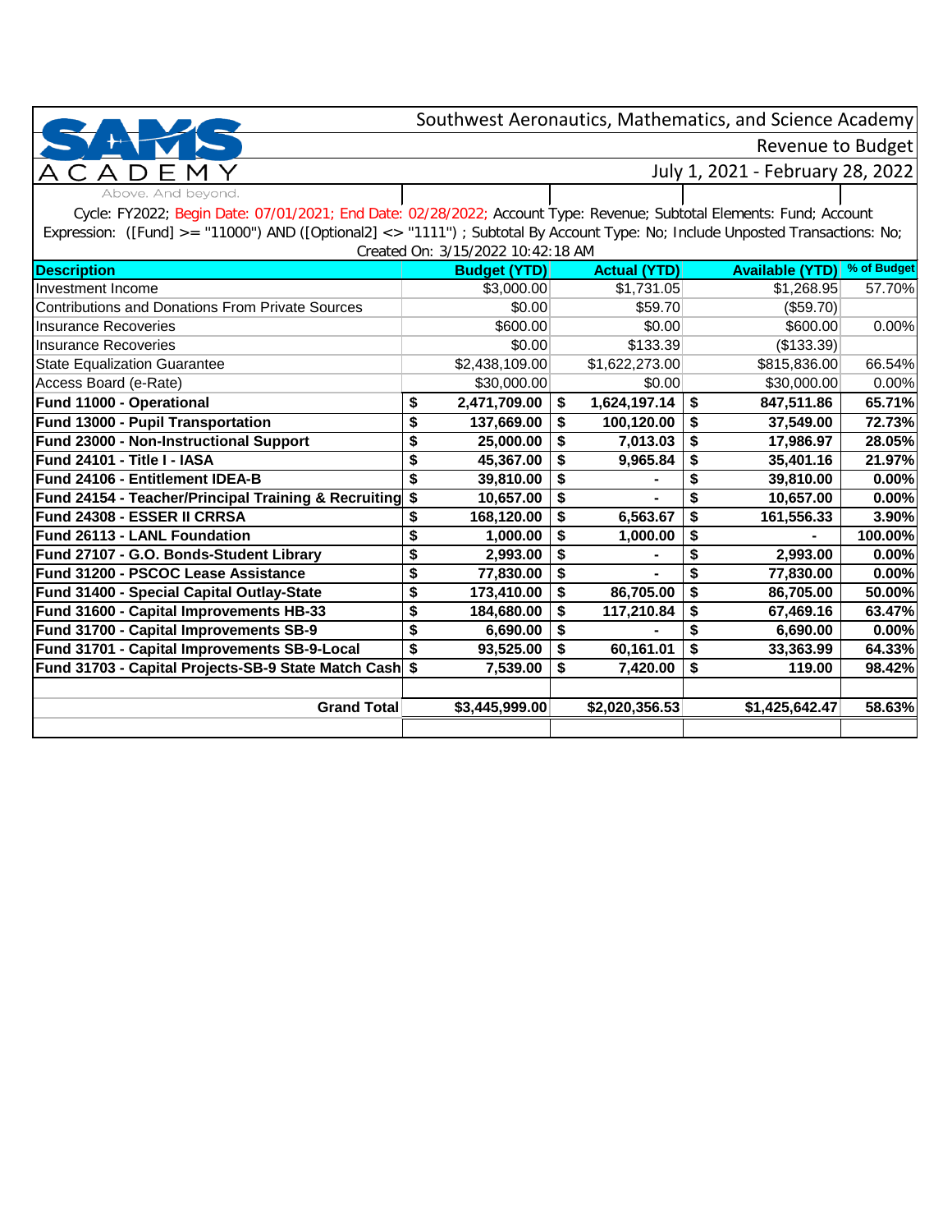# Southwest Aeronautics, Mathematics, and Science Academy

## Revenue to Budget

### July 1, 2021 - February 28, 2022

SAMS ACADEMY — Above. And beyond.

Cycle: FY2022; Begin Date: 07/01/2021; End Date: 02/28/2022; Account Type: Revenue; Subtotal Elements: Fund; Account Expression: ([Fund] >= "11000") AND ([Optional2] <> "1111") ; Subtotal By Account Type: No; Include Unposted Transactions: No;

Created On: 3/15/2022 10:42:18 AM

| Description | Budget (YTD) | Actual (YTD) | Available (YTD) | % of Budget |
|---|---|---|---|---|
| Investment Income | $3,000.00 | $1,731.05 | $1,268.95 | 57.70% |
| Contributions and Donations From Private Sources | $0.00 | $59.70 | ($59.70) | |
| Insurance Recoveries | $600.00 | $0.00 | $600.00 | 0.00% |
| Insurance Recoveries | $0.00 | $133.39 | ($133.39) | |
| State Equalization Guarantee | $2,438,109.00 | $1,622,273.00 | $815,836.00 | 66.54% |
| Access Board (e-Rate) | $30,000.00 | $0.00 | $30,000.00 | 0.00% |
| **Fund 11000 - Operational** | **$ 2,471,709.00** | **$ 1,624,197.14** | **$ 847,511.86** | **65.71%** |
| **Fund 13000 - Pupil Transportation** | **$ 137,669.00** | **$ 100,120.00** | **$ 37,549.00** | **72.73%** |
| **Fund 23000 - Non-Instructional Support** | **$ 25,000.00** | **$ 7,013.03** | **$ 17,986.97** | **28.05%** |
| **Fund 24101 - Title I - IASA** | **$ 45,367.00** | **$ 9,965.84** | **$ 35,401.16** | **21.97%** |
| **Fund 24106 - Entitlement IDEA-B** | **$ 39,810.00** | **$ -** | **$ 39,810.00** | **0.00%** |
| **Fund 24154 - Teacher/Principal Training & Recruiting** | **$ 10,657.00** | **$ -** | **$ 10,657.00** | **0.00%** |
| **Fund 24308 - ESSER II CRRSA** | **$ 168,120.00** | **$ 6,563.67** | **$ 161,556.33** | **3.90%** |
| **Fund 26113 - LANL Foundation** | **$ 1,000.00** | **$ 1,000.00** | **$ -** | **100.00%** |
| **Fund 27107 - G.O. Bonds-Student Library** | **$ 2,993.00** | **$ -** | **$ 2,993.00** | **0.00%** |
| **Fund 31200 - PSCOC Lease Assistance** | **$ 77,830.00** | **$ -** | **$ 77,830.00** | **0.00%** |
| **Fund 31400 - Special Capital Outlay-State** | **$ 173,410.00** | **$ 86,705.00** | **$ 86,705.00** | **50.00%** |
| **Fund 31600 - Capital Improvements HB-33** | **$ 184,680.00** | **$ 117,210.84** | **$ 67,469.16** | **63.47%** |
| **Fund 31700 - Capital Improvements SB-9** | **$ 6,690.00** | **$ -** | **$ 6,690.00** | **0.00%** |
| **Fund 31701 - Capital Improvements SB-9-Local** | **$ 93,525.00** | **$ 60,161.01** | **$ 33,363.99** | **64.33%** |
| **Fund 31703 - Capital Projects-SB-9 State Match Cash** | **$ 7,539.00** | **$ 7,420.00** | **$ 119.00** | **98.42%** |
| **Grand Total** | **$3,445,999.00** | **$2,020,356.53** | **$1,425,642.47** | **58.63%** |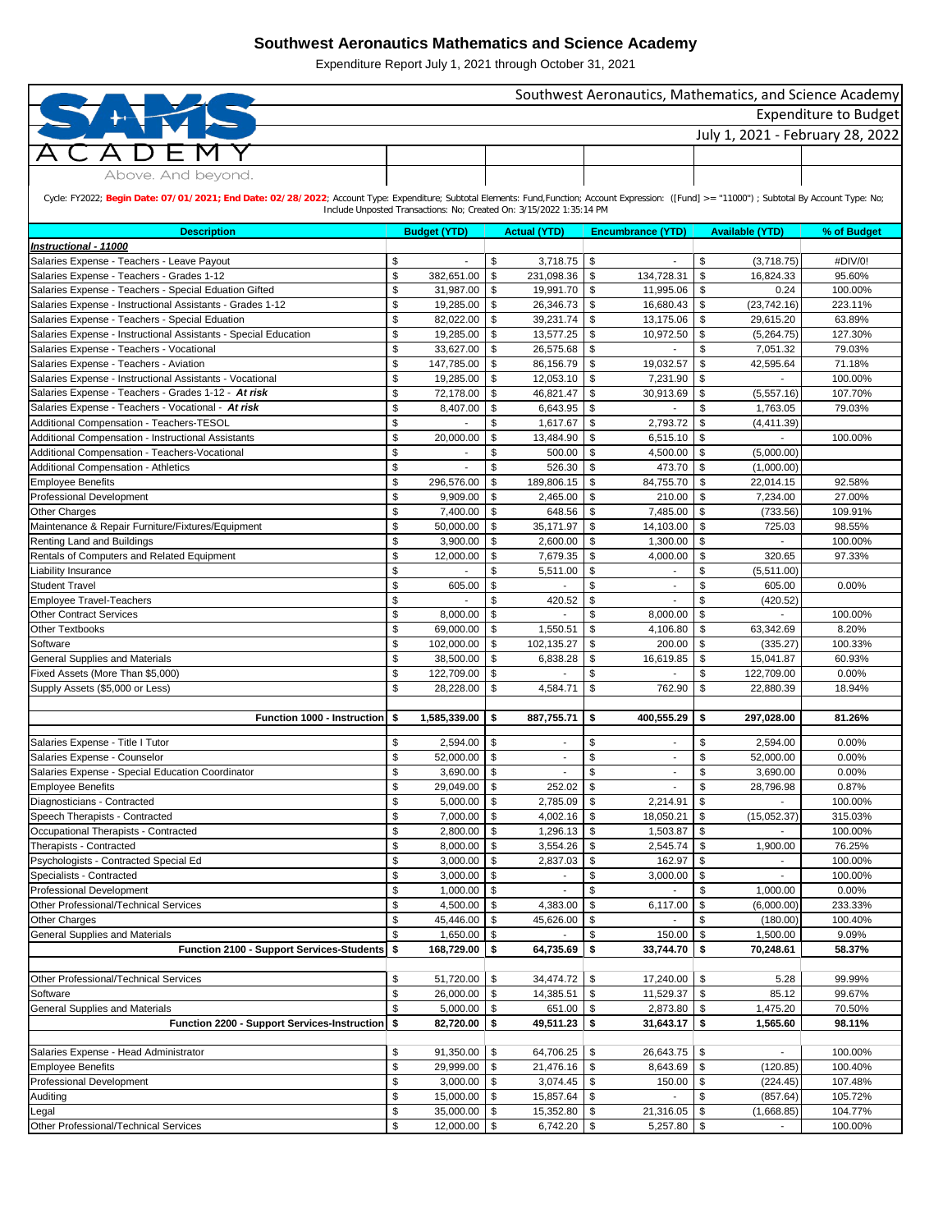# Southwest Aeronautics Mathematics and Science Academy

Expenditure Report July 1, 2021 through October 31, 2021

Southwest Aeronautics, Mathematics, and Science Academy

Expenditure to Budget

July 1, 2021 - February 28, 2022

SAMS ACADEMY

Above. And beyond.

Cycle: FY2022; **Begin Date: 07/01/2021; End Date: 02/28/2022**; Account Type: Expenditure; Subtotal Elements: Fund,Function; Account Expression: ([Fund] >= "11000") ; Subtotal By Account Type: No; Include Unposted Transactions: No; Created On: 3/15/2022 1:35:14 PM

| Description | Budget (YTD) | Actual (YTD) | Encumbrance (YTD) | Available (YTD) | % of Budget |
|---|---|---|---|---|---|
| ***Instructional - 11000*** | | | | | |
| Salaries Expense - Teachers - Leave Payout | $ - | $ 3,718.75 | $ - | $ (3,718.75) | #DIV/0! |
| Salaries Expense - Teachers - Grades 1-12 | $ 382,651.00 | $ 231,098.36 | $ 134,728.31 | $ 16,824.33 | 95.60% |
| Salaries Expense - Teachers - Special Eduation Gifted | $ 31,987.00 | $ 19,991.70 | $ 11,995.06 | $ 0.24 | 100.00% |
| Salaries Expense - Instructional Assistants - Grades 1-12 | $ 19,285.00 | $ 26,346.73 | $ 16,680.43 | $ (23,742.16) | 223.11% |
| Salaries Expense - Teachers - Special Eduation | $ 82,022.00 | $ 39,231.74 | $ 13,175.06 | $ 29,615.20 | 63.89% |
| Salaries Expense - Instructional Assistants - Special Education | $ 19,285.00 | $ 13,577.25 | $ 10,972.50 | $ (5,264.75) | 127.30% |
| Salaries Expense - Teachers - Vocational | $ 33,627.00 | $ 26,575.68 | $ - | $ 7,051.32 | 79.03% |
| Salaries Expense - Teachers - Aviation | $ 147,785.00 | $ 86,156.79 | $ 19,032.57 | $ 42,595.64 | 71.18% |
| Salaries Expense - Instructional Assistants - Vocational | $ 19,285.00 | $ 12,053.10 | $ 7,231.90 | $ - | 100.00% |
| Salaries Expense - Teachers - Grades 1-12 - ***At risk*** | $ 72,178.00 | $ 46,821.47 | $ 30,913.69 | $ (5,557.16) | 107.70% |
| Salaries Expense - Teachers - Vocational - ***At risk*** | $ 8,407.00 | $ 6,643.95 | $ - | $ 1,763.05 | 79.03% |
| Additional Compensation - Teachers-TESOL | $ - | $ 1,617.67 | $ 2,793.72 | $ (4,411.39) | |
| Additional Compensation - Instructional Assistants | $ 20,000.00 | $ 13,484.90 | $ 6,515.10 | $ - | 100.00% |
| Additional Compensation - Teachers-Vocational | $ - | $ 500.00 | $ 4,500.00 | $ (5,000.00) | |
| Additional Compensation - Athletics | $ - | $ 526.30 | $ 473.70 | $ (1,000.00) | |
| Employee Benefits | $ 296,576.00 | $ 189,806.15 | $ 84,755.70 | $ 22,014.15 | 92.58% |
| Professional Development | $ 9,909.00 | $ 2,465.00 | $ 210.00 | $ 7,234.00 | 27.00% |
| Other Charges | $ 7,400.00 | $ 648.56 | $ 7,485.00 | $ (733.56) | 109.91% |
| Maintenance & Repair Furniture/Fixtures/Equipment | $ 50,000.00 | $ 35,171.97 | $ 14,103.00 | $ 725.03 | 98.55% |
| Renting Land and Buildings | $ 3,900.00 | $ 2,600.00 | $ 1,300.00 | $ - | 100.00% |
| Rentals of Computers and Related Equipment | $ 12,000.00 | $ 7,679.35 | $ 4,000.00 | $ 320.65 | 97.33% |
| Liability Insurance | $ - | $ 5,511.00 | $ - | $ (5,511.00) | |
| Student Travel | $ 605.00 | $ - | $ - | $ 605.00 | 0.00% |
| Employee Travel-Teachers | $ - | $ 420.52 | $ - | $ (420.52) | |
| Other Contract Services | $ 8,000.00 | $ - | $ 8,000.00 | $ - | 100.00% |
| Other Textbooks | $ 69,000.00 | $ 1,550.51 | $ 4,106.80 | $ 63,342.69 | 8.20% |
| Software | $ 102,000.00 | $ 102,135.27 | $ 200.00 | $ (335.27) | 100.33% |
| General Supplies and Materials | $ 38,500.00 | $ 6,838.28 | $ 16,619.85 | $ 15,041.87 | 60.93% |
| Fixed Assets (More Than $5,000) | $ 122,709.00 | $ - | $ - | $ 122,709.00 | 0.00% |
| Supply Assets ($5,000 or Less) | $ 28,228.00 | $ 4,584.71 | $ 762.90 | $ 22,880.39 | 18.94% |
| **Function 1000 - Instruction** | **$ 1,585,339.00** | **$ 887,755.71** | **$ 400,555.29** | **$ 297,028.00** | **81.26%** |
| Salaries Expense - Title I Tutor | $ 2,594.00 | $ - | $ - | $ 2,594.00 | 0.00% |
| Salaries Expense - Counselor | $ 52,000.00 | $ - | $ - | $ 52,000.00 | 0.00% |
| Salaries Expense - Special Education Coordinator | $ 3,690.00 | $ - | $ - | $ 3,690.00 | 0.00% |
| Employee Benefits | $ 29,049.00 | $ 252.02 | $ - | $ 28,796.98 | 0.87% |
| Diagnosticians - Contracted | $ 5,000.00 | $ 2,785.09 | $ 2,214.91 | $ - | 100.00% |
| Speech Therapists - Contracted | $ 7,000.00 | $ 4,002.16 | $ 18,050.21 | $ (15,052.37) | 315.03% |
| Occupational Therapists - Contracted | $ 2,800.00 | $ 1,296.13 | $ 1,503.87 | $ - | 100.00% |
| Therapists - Contracted | $ 8,000.00 | $ 3,554.26 | $ 2,545.74 | $ 1,900.00 | 76.25% |
| Psychologists - Contracted Special Ed | $ 3,000.00 | $ 2,837.03 | $ 162.97 | $ - | 100.00% |
| Specialists - Contracted | $ 3,000.00 | $ - | $ 3,000.00 | $ - | 100.00% |
| Professional Development | $ 1,000.00 | $ - | $ - | $ 1,000.00 | 0.00% |
| Other Professional/Technical Services | $ 4,500.00 | $ 4,383.00 | $ 6,117.00 | $ (6,000.00) | 233.33% |
| Other Charges | $ 45,446.00 | $ 45,626.00 | $ - | $ (180.00) | 100.40% |
| General Supplies and Materials | $ 1,650.00 | $ - | $ 150.00 | $ 1,500.00 | 9.09% |
| **Function 2100 - Support Services-Students** | **$ 168,729.00** | **$ 64,735.69** | **$ 33,744.70** | **$ 70,248.61** | **58.37%** |
| Other Professional/Technical Services | $ 51,720.00 | $ 34,474.72 | $ 17,240.00 | $ 5.28 | 99.99% |
| Software | $ 26,000.00 | $ 14,385.51 | $ 11,529.37 | $ 85.12 | 99.67% |
| General Supplies and Materials | $ 5,000.00 | $ 651.00 | $ 2,873.80 | $ 1,475.20 | 70.50% |
| **Function 2200 - Support Services-Instruction** | **$ 82,720.00** | **$ 49,511.23** | **$ 31,643.17** | **$ 1,565.60** | **98.11%** |
| Salaries Expense - Head Administrator | $ 91,350.00 | $ 64,706.25 | $ 26,643.75 | $ - | 100.00% |
| Employee Benefits | $ 29,999.00 | $ 21,476.16 | $ 8,643.69 | $ (120.85) | 100.40% |
| Professional Development | $ 3,000.00 | $ 3,074.45 | $ 150.00 | $ (224.45) | 107.48% |
| Auditing | $ 15,000.00 | $ 15,857.64 | $ - | $ (857.64) | 105.72% |
| Legal | $ 35,000.00 | $ 15,352.80 | $ 21,316.05 | $ (1,668.85) | 104.77% |
| Other Professional/Technical Services | $ 12,000.00 | $ 6,742.20 | $ 5,257.80 | $ - | 100.00% |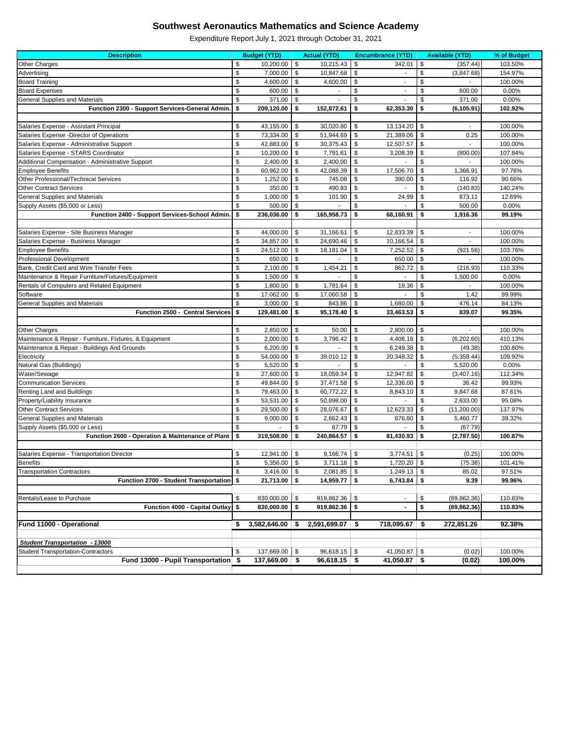## Southwest Aeronautics Mathematics and Science Academy

Expenditure Report July 1, 2021 through October 31, 2021

| Description | Budget (YTD) | Actual (YTD) | Encumbrance (YTD) | Available (YTD) | % of Budget |
|---|---|---|---|---|---|
| Other Charges | $ 10,200.00 | $ 10,215.43 | $ 342.01 | $ (357.44) | 103.50% |
| Advertising | $ 7,000.00 | $ 10,847.68 | $ - | $ (3,847.68) | 154.97% |
| Board Training | $ 4,600.00 | $ 4,600.00 | $ - | $ - | 100.00% |
| Board Expenses | $ 600.00 | $ - | $ - | $ 600.00 | 0.00% |
| General Supplies and Materials | $ 371.00 | $ - | $ - | $ 371.00 | 0.00% |
| **Function 2300 - Support Services-General Admin.** | **$ 209,120.00** | **$ 152,872.61** | **$ 62,353.30** | **$ (6,105.91)** | **102.92%** |
| | | | | | |
| Salaries Expense - Assistant Principal | $ 43,155.00 | $ 30,020.80 | $ 13,134.20 | $ - | 100.00% |
| Salaries Expense -Director of Operations | $ 73,334.00 | $ 51,944.69 | $ 21,389.06 | $ 0.25 | 100.00% |
| Salaries Expense - Administrative Support | $ 42,883.00 | $ 30,375.43 | $ 12,507.57 | $ - | 100.00% |
| Salaries Expense - STARS Coordinator | $ 10,200.00 | $ 7,791.61 | $ 3,208.39 | $ (800.00) | 107.84% |
| Additional Compensation - Administrative Support | $ 2,400.00 | $ 2,400.00 | $ - | $ - | 100.00% |
| Employee Benefits | $ 60,962.00 | $ 42,088.39 | $ 17,506.70 | $ 1,366.91 | 97.76% |
| Other Professional/Technical Services | $ 1,252.00 | $ 745.08 | $ 390.00 | $ 116.92 | 90.66% |
| Other Contract Services | $ 350.00 | $ 490.83 | $ - | $ (140.83) | 140.24% |
| General Supplies and Materials | $ 1,000.00 | $ 101.90 | $ 24.99 | $ 873.11 | 12.69% |
| Supply Assets ($5,000 or Less) | $ 500.00 | $ - | $ - | $ 500.00 | 0.00% |
| **Function 2400 - Support Services-School Admin.** | **$ 236,036.00** | **$ 165,958.73** | **$ 68,160.91** | **$ 1,916.36** | **99.19%** |
| | | | | | |
| Salaries Expense - Site Business Manager | $ 44,000.00 | $ 31,166.61 | $ 12,833.39 | $ - | 100.00% |
| Salaries Expense - Business Manager | $ 34,857.00 | $ 24,690.46 | $ 10,166.54 | $ - | 100.00% |
| Employee Benefits | $ 24,512.00 | $ 18,181.04 | $ 7,252.52 | $ (921.56) | 103.76% |
| Professional Development | $ 650.00 | $ - | $ 650.00 | $ - | 100.00% |
| Bank, Credit Card and Wire Transfer Fees | $ 2,100.00 | $ 1,454.21 | $ 862.72 | $ (216.93) | 110.33% |
| Maintenance & Repair Furniture/Fixtures/Equipment | $ 1,500.00 | $ - | $ - | $ 1,500.00 | 0.00% |
| Rentals of Computers and Related Equipment | $ 1,800.00 | $ 1,781.64 | $ 18.36 | $ - | 100.00% |
| Software | $ 17,062.00 | $ 17,060.58 | $ - | $ 1.42 | 99.99% |
| General Supplies and Materials | $ 3,000.00 | $ 843.86 | $ 1,680.00 | $ 476.14 | 84.13% |
| **Function 2500 - Central Services** | **$ 129,481.00** | **$ 95,178.40** | **$ 33,463.53** | **$ 839.07** | **99.35%** |
| | | | | | |
| Other Charges | $ 2,850.00 | $ 50.00 | $ 2,800.00 | $ - | 100.00% |
| Maintenance & Repair - Furniture, Fixtures, & Equipment | $ 2,000.00 | $ 3,796.42 | $ 4,406.18 | $ (6,202.60) | 410.13% |
| Maintenance & Repair - Buildings And Grounds | $ 6,200.00 | $ - | $ 6,249.38 | $ (49.38) | 100.80% |
| Electricity | $ 54,000.00 | $ 39,010.12 | $ 20,348.32 | $ (5,358.44) | 109.92% |
| Natural Gas (Buildings) | $ 5,520.00 | $ - | $ - | $ 5,520.00 | 0.00% |
| Water/Sewage | $ 27,600.00 | $ 18,059.34 | $ 12,947.82 | $ (3,407.16) | 112.34% |
| Communication Services | $ 49,844.00 | $ 37,471.58 | $ 12,336.00 | $ 36.42 | 99.93% |
| Renting Land and Buildings | $ 79,463.00 | $ 60,772.22 | $ 8,843.10 | $ 9,847.68 | 87.61% |
| Property/Liability Insurance | $ 53,531.00 | $ 50,898.00 | $ - | $ 2,633.00 | 95.08% |
| Other Contract Services | $ 29,500.00 | $ 28,076.67 | $ 12,623.33 | $ (11,200.00) | 137.97% |
| General Supplies and Materials | $ 9,000.00 | $ 2,662.43 | $ 876.80 | $ 5,460.77 | 39.32% |
| Supply Assets ($5,000 or Less) | $ - | $ 67.79 | $ - | $ (67.79) | |
| **Function 2600 - Operation & Maintenance of Plant** | **$ 319,508.00** | **$ 240,864.57** | **$ 81,430.93** | **$ (2,787.50)** | **100.87%** |
| | | | | | |
| Salaries Expense - Transportation Director | $ 12,941.00 | $ 9,166.74 | $ 3,774.51 | $ (0.25) | 100.00% |
| Benefits | $ 5,356.00 | $ 3,711.18 | $ 1,720.20 | $ (75.38) | 101.41% |
| Transportation Contractors | $ 3,416.00 | $ 2,081.85 | $ 1,249.13 | $ 85.02 | 97.51% |
| **Function 2700 - Student Transportation** | **$ 21,713.00** | **$ 14,959.77** | **$ 6,743.84** | **$ 9.39** | **99.96%** |
| | | | | | |
| Rentals/Lease to Purchase | $ 830,000.00 | $ 919,862.36 | $ - | $ (89,862.36) | 110.83% |
| **Function 4000 - Capital Outlay** | **$ 830,000.00** | **$ 919,862.36** | **$ -** | **$ (89,862.36)** | **110.83%** |
| | | | | | |
| **Fund 11000 - Operational** | **$ 3,582,646.00** | **$ 2,591,699.07** | **$ 718,095.67** | **$ 272,851.26** | **92.38%** |
| | | | | | |
| ***Student Transportation - 13000*** | | | | | |
| Student Transportation-Contractors | $ 137,669.00 | $ 96,618.15 | $ 41,050.87 | $ (0.02) | 100.00% |
| **Fund 13000 - Pupil Transportation** | **$ 137,669.00** | **$ 96,618.15** | **$ 41,050.87** | **$ (0.02)** | **100.00%** |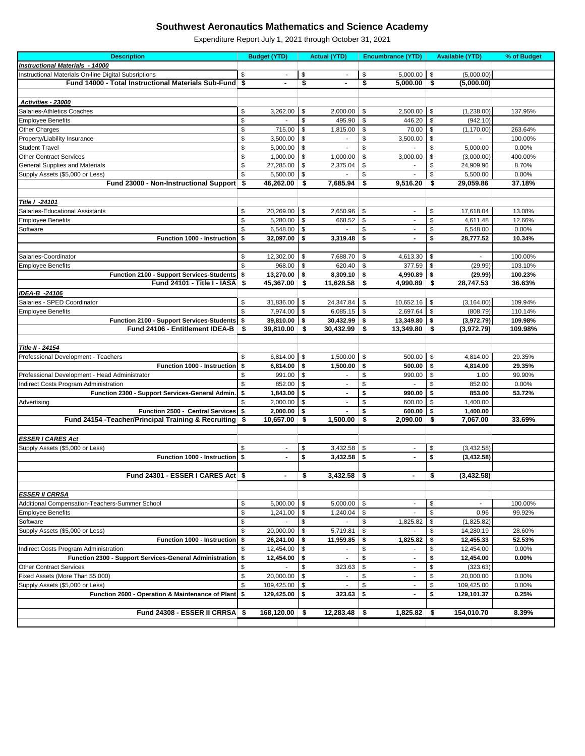# Southwest Aeronautics Mathematics and Science Academy

Expenditure Report July 1, 2021 through October 31, 2021

| Description | Budget (YTD) | Actual (YTD) | Encumbrance (YTD) | Available (YTD) | % of Budget |
|---|---|---|---|---|---|
| ***Instructional Materials - 14000*** | | | | | |
| Instructional Materials On-line Digital Subsriptions | $ - | $ - | $ 5,000.00 | $ (5,000.00) | |
| **Fund 14000 - Total Instructional Materials Sub-Fund** | **$ -** | **$ -** | **$ 5,000.00** | **$ (5,000.00)** | |
| | | | | | |
| ***Activities - 23000*** | | | | | |
| Salaries-Athletics Coaches | $ 3,262.00 | $ 2,000.00 | $ 2,500.00 | $ (1,238.00) | 137.95% |
| Employee Benefits | $ - | $ 495.90 | $ 446.20 | $ (942.10) | |
| Other Charges | $ 715.00 | $ 1,815.00 | $ 70.00 | $ (1,170.00) | 263.64% |
| Property/Liability Insurance | $ 3,500.00 | $ - | $ 3,500.00 | $ - | 100.00% |
| Student Travel | $ 5,000.00 | $ - | $ - | $ 5,000.00 | 0.00% |
| Other Contract Services | $ 1,000.00 | $ 1,000.00 | $ 3,000.00 | $ (3,000.00) | 400.00% |
| General Supplies and Materials | $ 27,285.00 | $ 2,375.04 | $ - | $ 24,909.96 | 8.70% |
| Supply Assets ($5,000 or Less) | $ 5,500.00 | $ - | $ - | $ 5,500.00 | 0.00% |
| **Fund 23000 - Non-Instructional Support** | **$ 46,262.00** | **$ 7,685.94** | **$ 9,516.20** | **$ 29,059.86** | **37.18%** |
| | | | | | |
| ***Title I -24101*** | | | | | |
| Salaries-Educational Assistants | $ 20,269.00 | $ 2,650.96 | $ - | $ 17,618.04 | 13.08% |
| Employee Benefits | $ 5,280.00 | $ 668.52 | $ - | $ 4,611.48 | 12.66% |
| Software | $ 6,548.00 | $ - | $ - | $ 6,548.00 | 0.00% |
| **Function 1000 - Instruction** | **$ 32,097.00** | **$ 3,319.48** | **$ -** | **$ 28,777.52** | **10.34%** |
| | | | | | |
| Salaries-Coordinator | $ 12,302.00 | $ 7,688.70 | $ 4,613.30 | $ - | 100.00% |
| Employee Benefits | $ 968.00 | $ 620.40 | $ 377.59 | $ (29.99) | 103.10% |
| **Function 2100 - Support Services-Students** | **$ 13,270.00** | **$ 8,309.10** | **$ 4,990.89** | **$ (29.99)** | **100.23%** |
| **Fund 24101 - Title I - IASA** | **$ 45,367.00** | **$ 11,628.58** | **$ 4,990.89** | **$ 28,747.53** | **36.63%** |
| ***IDEA-B -24106*** | | | | | |
| Salaries - SPED Coordinator | $ 31,836.00 | $ 24,347.84 | $ 10,652.16 | $ (3,164.00) | 109.94% |
| Employee Benefits | $ 7,974.00 | $ 6,085.15 | $ 2,697.64 | $ (808.79) | 110.14% |
| **Function 2100 - Support Services-Students** | **$ 39,810.00** | **$ 30,432.99** | **$ 13,349.80** | **$ (3,972.79)** | **109.98%** |
| **Fund 24106 - Entitlement IDEA-B** | **$ 39,810.00** | **$ 30,432.99** | **$ 13,349.80** | **$ (3,972.79)** | **109.98%** |
| | | | | | |
| ***Title II - 24154*** | | | | | |
| Professional Development - Teachers | $ 6,814.00 | $ 1,500.00 | $ 500.00 | $ 4,814.00 | 29.35% |
| **Function 1000 - Instruction** | **$ 6,814.00** | **$ 1,500.00** | **$ 500.00** | **$ 4,814.00** | **29.35%** |
| Professional Development - Head Administrator | $ 991.00 | $ - | $ 990.00 | $ 1.00 | 99.90% |
| Indirect Costs Program Administration | $ 852.00 | $ - | $ - | $ 852.00 | 0.00% |
| **Function 2300 - Support Services-General Admin.** | **$ 1,843.00** | **$ -** | **$ 990.00** | **$ 853.00** | **53.72%** |
| Advertising | $ 2,000.00 | $ - | $ 600.00 | $ 1,400.00 | |
| **Function 2500 - Central Services** | **$ 2,000.00** | **$ -** | **$ 600.00** | **$ 1,400.00** | |
| **Fund 24154 -Teacher/Principal Training & Recruiting** | **$ 10,657.00** | **$ 1,500.00** | **$ 2,090.00** | **$ 7,067.00** | **33.69%** |
| | | | | | |
| ***ESSER I CARES Act*** | | | | | |
| Supply Assets ($5,000 or Less) | $ - | $ 3,432.58 | $ - | $ (3,432.58) | |
| **Function 1000 - Instruction** | **$ -** | **$ 3,432.58** | **$ -** | **$ (3,432.58)** | |
| | | | | | |
| **Fund 24301 - ESSER I CARES Act** | **$ -** | **$ 3,432.58** | **$ -** | **$ (3,432.58)** | |
| | | | | | |
| ***ESSER II CRRSA*** | | | | | |
| Additional Compensation-Teachers-Summer School | $ 5,000.00 | $ 5,000.00 | $ - | $ - | 100.00% |
| Employee Benefits | $ 1,241.00 | $ 1,240.04 | $ - | $ 0.96 | 99.92% |
| Software | $ - | $ - | $ 1,825.82 | $ (1,825.82) | |
| Supply Assets ($5,000 or Less) | $ 20,000.00 | $ 5,719.81 | $ - | $ 14,280.19 | 28.60% |
| **Function 1000 - Instruction** | **$ 26,241.00** | **$ 11,959.85** | **$ 1,825.82** | **$ 12,455.33** | **52.53%** |
| Indirect Costs Program Administration | $ 12,454.00 | $ - | $ - | $ 12,454.00 | 0.00% |
| **Function 2300 - Support Services-General Administration** | **$ 12,454.00** | **$ -** | **$ -** | **$ 12,454.00** | **0.00%** |
| Other Contract Services | $ - | $ 323.63 | $ - | $ (323.63) | |
| Fixed Assets (More Than $5,000) | $ 20,000.00 | $ - | $ - | $ 20,000.00 | 0.00% |
| Supply Assets ($5,000 or Less) | $ 109,425.00 | $ - | $ - | $ 109,425.00 | 0.00% |
| **Function 2600 - Operation & Maintenance of Plant** | **$ 129,425.00** | **$ 323.63** | **$ -** | **$ 129,101.37** | **0.25%** |
| | | | | | |
| **Fund 24308 - ESSER II CRRSA** | **$ 168,120.00** | **$ 12,283.48** | **$ 1,825.82** | **$ 154,010.70** | **8.39%** |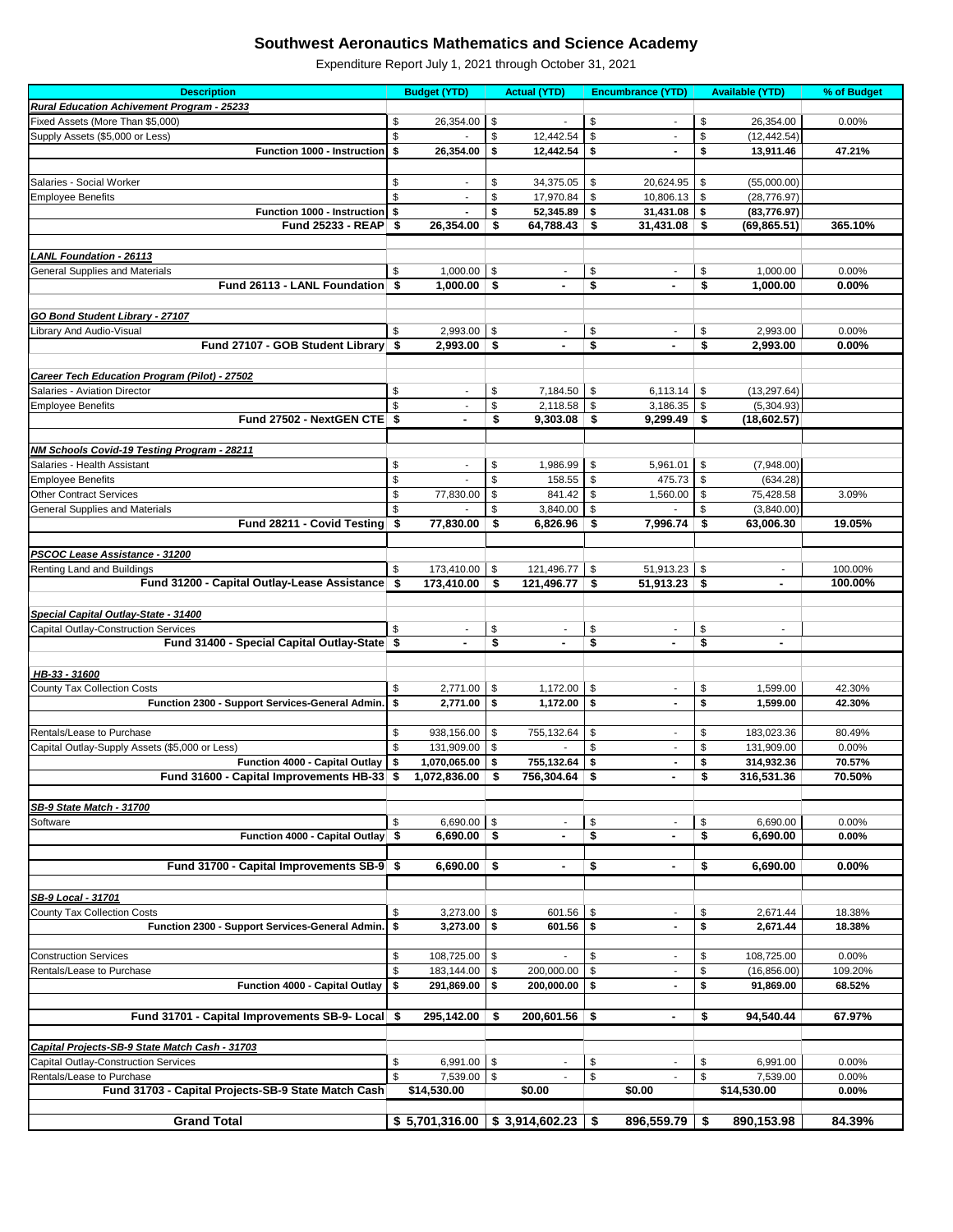# Southwest Aeronautics Mathematics and Science Academy

Expenditure Report July 1, 2021 through October 31, 2021

| Description | Budget (YTD) | Actual (YTD) | Encumbrance (YTD) | Available (YTD) | % of Budget |
|---|---|---|---|---|---|
| ***Rural Education Achivement Program - 25233*** | | | | | |
| Fixed Assets (More Than $5,000) | $ 26,354.00 | $ - | $ - | $ 26,354.00 | 0.00% |
| Supply Assets ($5,000 or Less) | $ - | $ 12,442.54 | $ - | $ (12,442.54) | |
| **Function 1000 - Instruction** | **$ 26,354.00** | **$ 12,442.54** | **$ -** | **$ 13,911.46** | **47.21%** |
| | | | | | |
| Salaries - Social Worker | $ - | $ 34,375.05 | $ 20,624.95 | $ (55,000.00) | |
| Employee Benefits | $ - | $ 17,970.84 | $ 10,806.13 | $ (28,776.97) | |
| **Function 1000 - Instruction** | **$ -** | **$ 52,345.89** | **$ 31,431.08** | **$ (83,776.97)** | |
| **Fund 25233 - REAP** | **$ 26,354.00** | **$ 64,788.43** | **$ 31,431.08** | **$ (69,865.51)** | **365.10%** |
| | | | | | |
| ***LANL Foundation - 26113*** | | | | | |
| General Supplies and Materials | $ 1,000.00 | $ - | $ - | $ 1,000.00 | 0.00% |
| **Fund 26113 - LANL Foundation** | **$ 1,000.00** | **$ -** | **$ -** | **$ 1,000.00** | **0.00%** |
| | | | | | |
| ***GO Bond Student Library - 27107*** | | | | | |
| Library And Audio-Visual | $ 2,993.00 | $ - | $ - | $ 2,993.00 | 0.00% |
| **Fund 27107 - GOB Student Library** | **$ 2,993.00** | **$ -** | **$ -** | **$ 2,993.00** | **0.00%** |
| | | | | | |
| ***Career Tech Education Program (Pilot) - 27502*** | | | | | |
| Salaries - Aviation Director | $ - | $ 7,184.50 | $ 6,113.14 | $ (13,297.64) | |
| Employee Benefits | $ - | $ 2,118.58 | $ 3,186.35 | $ (5,304.93) | |
| **Fund 27502 - NextGEN CTE** | **$ -** | **$ 9,303.08** | **$ 9,299.49** | **$ (18,602.57)** | |
| | | | | | |
| ***NM Schools Covid-19 Testing Program - 28211*** | | | | | |
| Salaries - Health Assistant | $ - | $ 1,986.99 | $ 5,961.01 | $ (7,948.00) | |
| Employee Benefits | $ - | $ 158.55 | $ 475.73 | $ (634.28) | |
| Other Contract Services | $ 77,830.00 | $ 841.42 | $ 1,560.00 | $ 75,428.58 | 3.09% |
| General Supplies and Materials | $ - | $ 3,840.00 | $ - | $ (3,840.00) | |
| **Fund 28211 - Covid Testing** | **$ 77,830.00** | **$ 6,826.96** | **$ 7,996.74** | **$ 63,006.30** | **19.05%** |
| | | | | | |
| ***PSCOC Lease Assistance - 31200*** | | | | | |
| Renting Land and Buildings | $ 173,410.00 | $ 121,496.77 | $ 51,913.23 | $ - | 100.00% |
| **Fund 31200 - Capital Outlay-Lease Assistance** | **$ 173,410.00** | **$ 121,496.77** | **$ 51,913.23** | **$ -** | **100.00%** |
| | | | | | |
| ***Special Capital Outlay-State - 31400*** | | | | | |
| Capital Outlay-Construction Services | $ - | $ - | $ - | $ - | |
| **Fund 31400 - Special Capital Outlay-State** | **$ -** | **$ -** | **$ -** | **$ -** | |
| | | | | | |
| ***HB-33 - 31600*** | | | | | |
| County Tax Collection Costs | $ 2,771.00 | $ 1,172.00 | $ - | $ 1,599.00 | 42.30% |
| **Function 2300 - Support Services-General Admin.** | **$ 2,771.00** | **$ 1,172.00** | **$ -** | **$ 1,599.00** | **42.30%** |
| | | | | | |
| Rentals/Lease to Purchase | $ 938,156.00 | $ 755,132.64 | $ - | $ 183,023.36 | 80.49% |
| Capital Outlay-Supply Assets ($5,000 or Less) | $ 131,909.00 | $ - | $ - | $ 131,909.00 | 0.00% |
| **Function 4000 - Capital Outlay** | **$ 1,070,065.00** | **$ 755,132.64** | **$ -** | **$ 314,932.36** | **70.57%** |
| **Fund 31600 - Capital Improvements HB-33** | **$ 1,072,836.00** | **$ 756,304.64** | **$ -** | **$ 316,531.36** | **70.50%** |
| | | | | | |
| ***SB-9 State Match - 31700*** | | | | | |
| Software | $ 6,690.00 | $ - | $ - | $ 6,690.00 | 0.00% |
| **Function 4000 - Capital Outlay** | **$ 6,690.00** | **$ -** | **$ -** | **$ 6,690.00** | **0.00%** |
| | | | | | |
| **Fund 31700 - Capital Improvements SB-9** | **$ 6,690.00** | **$ -** | **$ -** | **$ 6,690.00** | **0.00%** |
| | | | | | |
| ***SB-9 Local - 31701*** | | | | | |
| County Tax Collection Costs | $ 3,273.00 | $ 601.56 | $ - | $ 2,671.44 | 18.38% |
| **Function 2300 - Support Services-General Admin.** | **$ 3,273.00** | **$ 601.56** | **$ -** | **$ 2,671.44** | **18.38%** |
| | | | | | |
| Construction Services | $ 108,725.00 | $ - | $ - | $ 108,725.00 | 0.00% |
| Rentals/Lease to Purchase | $ 183,144.00 | $ 200,000.00 | $ - | $ (16,856.00) | 109.20% |
| **Function 4000 - Capital Outlay** | **$ 291,869.00** | **$ 200,000.00** | **$ -** | **$ 91,869.00** | **68.52%** |
| | | | | | |
| **Fund 31701 - Capital Improvements SB-9- Local** | **$ 295,142.00** | **$ 200,601.56** | **$ -** | **$ 94,540.44** | **67.97%** |
| | | | | | |
| ***Capital Projects-SB-9 State Match Cash - 31703*** | | | | | |
| Capital Outlay-Construction Services | $ 6,991.00 | $ - | $ - | $ 6,991.00 | 0.00% |
| Rentals/Lease to Purchase | $ 7,539.00 | $ - | $ - | $ 7,539.00 | 0.00% |
| **Fund 31703 - Capital Projects-SB-9 State Match Cash** | **$14,530.00** | **$0.00** | **$0.00** | **$14,530.00** | **0.00%** |
| | | | | | |
| **Grand Total** | **$ 5,701,316.00** | **$ 3,914,602.23** | **$ 896,559.79** | **$ 890,153.98** | **84.39%** |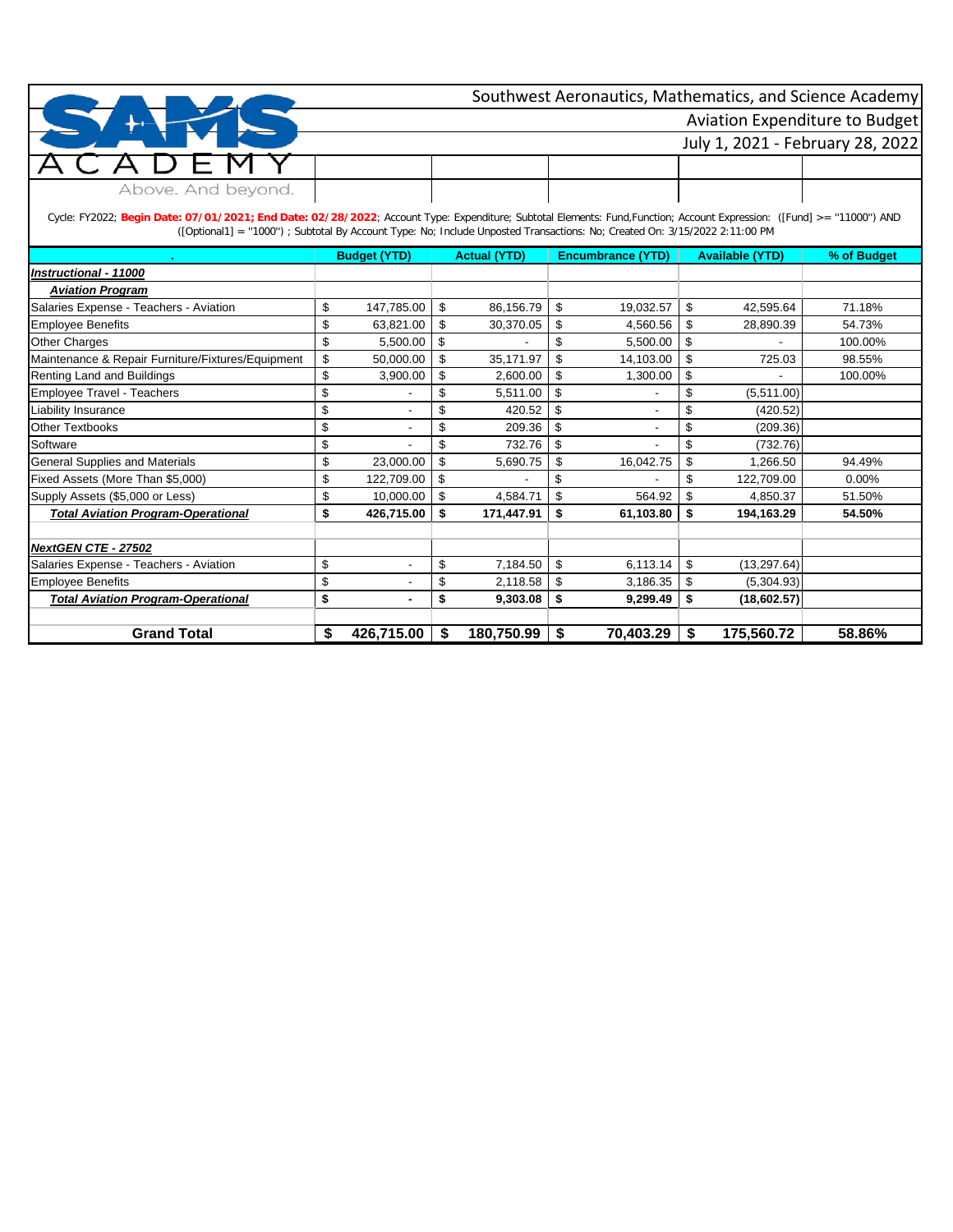Southwest Aeronautics, Mathematics, and Science Academy

Aviation Expenditure to Budget

July 1, 2021 - February 28, 2022

SAMS ACADEMY

Above. And beyond.

Cycle: FY2022; **Begin Date: 07/01/2021; End Date: 02/28/2022**; Account Type: Expenditure; Subtotal Elements: Fund,Function; Account Expression: ([Fund] >= "11000") AND ([Optional1] = "1000") ; Subtotal By Account Type: No; Include Unposted Transactions: No; Created On: 3/15/2022 2:11:00 PM

| . | Budget (YTD) | Actual (YTD) | Encumbrance (YTD) | Available (YTD) | % of Budget |
|---|---|---|---|---|---|
| ***Instructional - 11000*** | | | | | |
| ***Aviation Program*** | | | | | |
| Salaries Expense - Teachers - Aviation | $ 147,785.00 | $ 86,156.79 | $ 19,032.57 | $ 42,595.64 | 71.18% |
| Employee Benefits | $ 63,821.00 | $ 30,370.05 | $ 4,560.56 | $ 28,890.39 | 54.73% |
| Other Charges | $ 5,500.00 | $ - | $ 5,500.00 | $ - | 100.00% |
| Maintenance & Repair Furniture/Fixtures/Equipment | $ 50,000.00 | $ 35,171.97 | $ 14,103.00 | $ 725.03 | 98.55% |
| Renting Land and Buildings | $ 3,900.00 | $ 2,600.00 | $ 1,300.00 | $ - | 100.00% |
| Employee Travel - Teachers | $ - | $ 5,511.00 | $ - | $ (5,511.00) | |
| Liability Insurance | $ - | $ 420.52 | $ - | $ (420.52) | |
| Other Textbooks | $ - | $ 209.36 | $ - | $ (209.36) | |
| Software | $ - | $ 732.76 | $ - | $ (732.76) | |
| General Supplies and Materials | $ 23,000.00 | $ 5,690.75 | $ 16,042.75 | $ 1,266.50 | 94.49% |
| Fixed Assets (More Than $5,000) | $ 122,709.00 | $ - | $ - | $ 122,709.00 | 0.00% |
| Supply Assets ($5,000 or Less) | $ 10,000.00 | $ 4,584.71 | $ 564.92 | $ 4,850.37 | 51.50% |
| ***Total Aviation Program-Operational*** | **$ 426,715.00** | **$ 171,447.91** | **$ 61,103.80** | **$ 194,163.29** | **54.50%** |
| | | | | | |
| ***NextGEN CTE - 27502*** | | | | | |
| Salaries Expense - Teachers - Aviation | $ - | $ 7,184.50 | $ 6,113.14 | $ (13,297.64) | |
| Employee Benefits | $ - | $ 2,118.58 | $ 3,186.35 | $ (5,304.93) | |
| ***Total Aviation Program-Operational*** | **$ -** | **$ 9,303.08** | **$ 9,299.49** | **$ (18,602.57)** | |
| | | | | | |
| **Grand Total** | **$ 426,715.00** | **$ 180,750.99** | **$ 70,403.29** | **$ 175,560.72** | **58.86%** |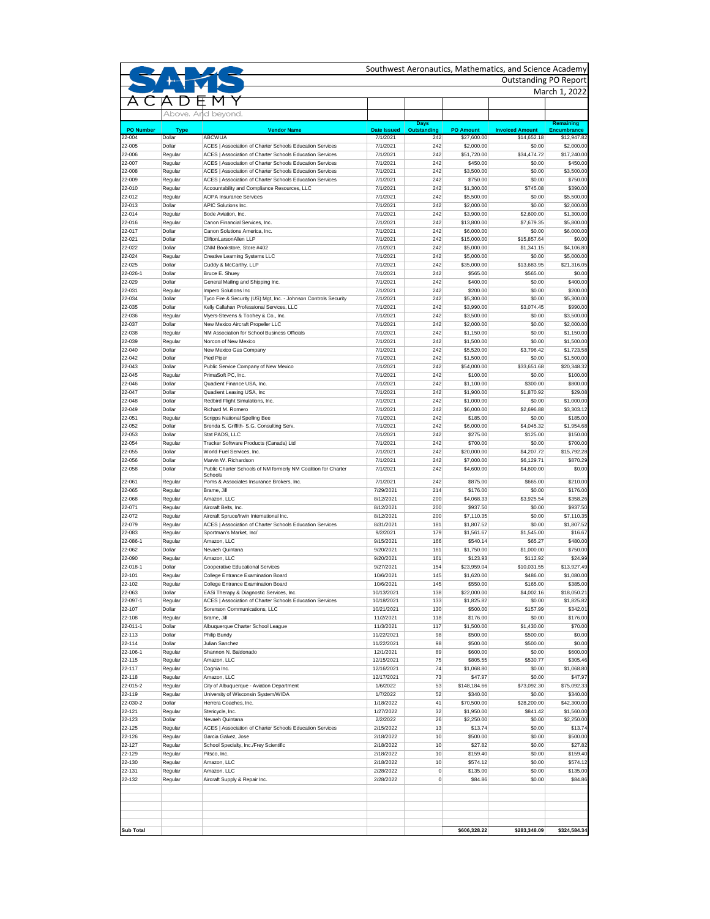# Southwest Aeronautics, Mathematics, and Science Academy

## Outstanding PO Report

### March 1, 2022

SAMS ACADEMY — Above. And beyond.

| PO Number | Type | Vendor Name | Date Issued | Days Outstanding | PO Amount | Invoiced Amount | Remaining Encumbrance |
|---|---|---|---|---|---|---|---|
| 22-004 | Dollar | ABCWUA | 7/1/2021 | 242 | $27,600.00 | $14,652.18 | $12,947.82 |
| 22-005 | Dollar | ACES \| Association of Charter Schools Education Services | 7/1/2021 | 242 | $2,000.00 | $0.00 | $2,000.00 |
| 22-006 | Regular | ACES \| Association of Charter Schools Education Services | 7/1/2021 | 242 | $51,720.00 | $34,474.72 | $17,240.00 |
| 22-007 | Regular | ACES \| Association of Charter Schools Education Services | 7/1/2021 | 242 | $450.00 | $0.00 | $450.00 |
| 22-008 | Regular | ACES \| Association of Charter Schools Education Services | 7/1/2021 | 242 | $3,500.00 | $0.00 | $3,500.00 |
| 22-009 | Regular | ACES \| Association of Charter Schools Education Services | 7/1/2021 | 242 | $750.00 | $0.00 | $750.00 |
| 22-010 | Regular | Accountability and Compliance Resources, LLC | 7/1/2021 | 242 | $1,300.00 | $745.08 | $390.00 |
| 22-012 | Regular | AOPA Insurance Services | 7/1/2021 | 242 | $5,500.00 | $0.00 | $5,500.00 |
| 22-013 | Dollar | APIC Solutions Inc. | 7/1/2021 | 242 | $2,000.00 | $0.00 | $2,000.00 |
| 22-014 | Regular | Bode Aviation, Inc. | 7/1/2021 | 242 | $3,900.00 | $2,600.00 | $1,300.00 |
| 22-016 | Regular | Canon Financial Services, Inc. | 7/1/2021 | 242 | $13,800.00 | $7,679.35 | $5,800.00 |
| 22-017 | Dollar | Canon Solutions America, Inc. | 7/1/2021 | 242 | $6,000.00 | $0.00 | $6,000.00 |
| 22-021 | Dollar | CliftonLarsonAllen LLP | 7/1/2021 | 242 | $15,000.00 | $15,857.64 | $0.00 |
| 22-022 | Dollar | CNM Bookstore, Store #402 | 7/1/2021 | 242 | $5,000.00 | $1,341.15 | $4,106.80 |
| 22-024 | Regular | Creative Learning Systems LLC | 7/1/2021 | 242 | $5,000.00 | $0.00 | $5,000.00 |
| 22-025 | Dollar | Cuddy & McCarthy, LLP | 7/1/2021 | 242 | $35,000.00 | $13,683.95 | $21,316.05 |
| 22-026-1 | Dollar | Bruce E. Shuey | 7/1/2021 | 242 | $565.00 | $565.00 | $0.00 |
| 22-029 | Dollar | General Mailing and Shipping Inc. | 7/1/2021 | 242 | $400.00 | $0.00 | $400.00 |
| 22-031 | Regular | Impero Solutions Inc | 7/1/2021 | 242 | $200.00 | $0.00 | $200.00 |
| 22-034 | Dollar | Tyco Fire & Security (US) Mgt, Inc. - Johnson Controls Security | 7/1/2021 | 242 | $5,300.00 | $0.00 | $5,300.00 |
| 22-035 | Dollar | Kelly Callahan Professional Services, LLC | 7/1/2021 | 242 | $3,990.00 | $3,074.45 | $990.00 |
| 22-036 | Regular | Myers-Stevens & Toohey & Co., Inc. | 7/1/2021 | 242 | $3,500.00 | $0.00 | $3,500.00 |
| 22-037 | Dollar | New Mexico Aircraft Propeller LLC | 7/1/2021 | 242 | $2,000.00 | $0.00 | $2,000.00 |
| 22-038 | Regular | NM Association for School Business Officials | 7/1/2021 | 242 | $1,150.00 | $0.00 | $1,150.00 |
| 22-039 | Regular | Norcon of New Mexico | 7/1/2021 | 242 | $1,500.00 | $0.00 | $1,500.00 |
| 22-040 | Dollar | New Mexico Gas Company | 7/1/2021 | 242 | $5,520.00 | $3,796.42 | $1,723.58 |
| 22-042 | Dollar | Pied Piper | 7/1/2021 | 242 | $1,500.00 | $0.00 | $1,500.00 |
| 22-043 | Dollar | Public Service Company of New Mexico | 7/1/2021 | 242 | $54,000.00 | $33,651.68 | $20,348.32 |
| 22-045 | Regular | PrimaSoft PC, Inc. | 7/1/2021 | 242 | $100.00 | $0.00 | $100.00 |
| 22-046 | Dollar | Quadient Finance USA, Inc. | 7/1/2021 | 242 | $1,100.00 | $300.00 | $800.00 |
| 22-047 | Dollar | Quadient Leasing USA, Inc | 7/1/2021 | 242 | $1,900.00 | $1,870.92 | $29.08 |
| 22-048 | Dollar | Redbird Flight Simulations, Inc. | 7/1/2021 | 242 | $1,000.00 | $0.00 | $1,000.00 |
| 22-049 | Dollar | Richard M. Romero | 7/1/2021 | 242 | $6,000.00 | $2,696.88 | $3,303.12 |
| 22-051 | Regular | Scripps National Spelling Bee | 7/1/2021 | 242 | $185.00 | $0.00 | $185.00 |
| 22-052 | Dollar | Brenda S. Griffith- S.G. Consulting Serv. | 7/1/2021 | 242 | $6,000.00 | $4,045.32 | $1,954.68 |
| 22-053 | Dollar | Stat PADS, LLC | 7/1/2021 | 242 | $275.00 | $125.00 | $150.00 |
| 22-054 | Regular | Tracker Software Products (Canada) Ltd | 7/1/2021 | 242 | $700.00 | $0.00 | $700.00 |
| 22-055 | Dollar | World Fuel Services, Inc. | 7/1/2021 | 242 | $20,000.00 | $4,207.72 | $15,792.28 |
| 22-056 | Dollar | Marvin W. Richardson | 7/1/2021 | 242 | $7,000.00 | $6,129.71 | $870.29 |
| 22-058 | Dollar | Public Charter Schools of NM formerly NM Coalition for Charter Schools | 7/1/2021 | 242 | $4,600.00 | $4,600.00 | $0.00 |
| 22-061 | Regular | Poms & Associates Insurance Brokers, Inc. | 7/1/2021 | 242 | $875.00 | $665.00 | $210.00 |
| 22-065 | Regular | Brame, Jill | 7/29/2021 | 214 | $176.00 | $0.00 | $176.00 |
| 22-068 | Regular | Amazon, LLC | 8/12/2021 | 200 | $4,068.33 | $3,925.54 | $358.26 |
| 22-071 | Regular | Aircraft Belts, Inc. | 8/12/2021 | 200 | $937.50 | $0.00 | $937.50 |
| 22-072 | Regular | Aircraft Spruce/Irwin International Inc. | 8/12/2021 | 200 | $7,110.35 | $0.00 | $7,110.35 |
| 22-079 | Regular | ACES \| Association of Charter Schools Education Services | 8/31/2021 | 181 | $1,807.52 | $0.00 | $1,807.52 |
| 22-083 | Regular | Sportman's Market, Inc/ | 9/2/2021 | 179 | $1,561.67 | $1,545.00 | $16.67 |
| 22-086-1 | Regular | Amazon, LLC | 9/15/2021 | 166 | $540.14 | $65.27 | $480.00 |
| 22-062 | Dollar | Nevaeh Quintana | 9/20/2021 | 161 | $1,750.00 | $1,000.00 | $750.00 |
| 22-090 | Regular | Amazon, LLC | 9/20/2021 | 161 | $123.93 | $112.92 | $24.99 |
| 22-018-1 | Dollar | Cooperative Educational Services | 9/27/2021 | 154 | $23,959.04 | $10,031.55 | $13,927.49 |
| 22-101 | Regular | College Entrance Examination Board | 10/6/2021 | 145 | $1,620.00 | $486.00 | $1,080.00 |
| 22-102 | Regular | College Entrance Examination Board | 10/6/2021 | 145 | $550.00 | $165.00 | $385.00 |
| 22-063 | Dollar | EASi Therapy & Diagnostic Services, Inc. | 10/13/2021 | 138 | $22,000.00 | $4,002.16 | $18,050.21 |
| 22-097-1 | Regular | ACES \| Association of Charter Schools Education Services | 10/18/2021 | 133 | $1,825.82 | $0.00 | $1,825.82 |
| 22-107 | Dollar | Sorenson Communications, LLC | 10/21/2021 | 130 | $500.00 | $157.99 | $342.01 |
| 22-108 | Regular | Brame, Jill | 11/2/2021 | 118 | $176.00 | $0.00 | $176.00 |
| 22-011-1 | Dollar | Albuquerque Charter School League | 11/3/2021 | 117 | $1,500.00 | $1,430.00 | $70.00 |
| 22-113 | Dollar | Philip Bundy | 11/22/2021 | 98 | $500.00 | $500.00 | $0.00 |
| 22-114 | Dollar | Julian Sanchez | 11/22/2021 | 98 | $500.00 | $500.00 | $0.00 |
| 22-106-1 | Regular | Shannon N. Baldonado | 12/1/2021 | 89 | $600.00 | $0.00 | $600.00 |
| 22-115 | Regular | Amazon, LLC | 12/15/2021 | 75 | $805.55 | $530.77 | $305.46 |
| 22-117 | Regular | Cognia Inc. | 12/16/2021 | 74 | $1,068.80 | $0.00 | $1,068.80 |
| 22-118 | Regular | Amazon, LLC | 12/17/2021 | 73 | $47.97 | $0.00 | $47.97 |
| 22-015-2 | Regular | City of Albuquerque - Aviation Department | 1/6/2022 | 53 | $148,184.66 | $73,092.30 | $75,092.33 |
| 22-119 | Regular | University of Wisconsin System/WIDA | 1/7/2022 | 52 | $340.00 | $0.00 | $340.00 |
| 22-030-2 | Dollar | Herrera Coaches, Inc. | 1/18/2022 | 41 | $70,500.00 | $28,200.00 | $42,300.00 |
| 22-121 | Regular | Stericycle, Inc. | 1/27/2022 | 32 | $1,950.00 | $841.42 | $1,560.00 |
| 22-123 | Dollar | Nevaeh Quintana | 2/2/2022 | 26 | $2,250.00 | $0.00 | $2,250.00 |
| 22-125 | Regular | ACES \| Association of Charter Schools Education Services | 2/15/2022 | 13 | $13.74 | $0.00 | $13.74 |
| 22-126 | Regular | Garcia Galvez, Jose | 2/18/2022 | 10 | $500.00 | $0.00 | $500.00 |
| 22-127 | Regular | School Specialty, Inc./Frey Scientific | 2/18/2022 | 10 | $27.82 | $0.00 | $27.82 |
| 22-129 | Regular | Pitsco, Inc. | 2/18/2022 | 10 | $159.40 | $0.00 | $159.40 |
| 22-130 | Regular | Amazon, LLC | 2/18/2022 | 10 | $574.12 | $0.00 | $574.12 |
| 22-131 | Regular | Amazon, LLC | 2/28/2022 | 0 | $135.00 | $0.00 | $135.00 |
| 22-132 | Regular | Aircraft Supply & Repair Inc. | 2/28/2022 | 0 | $84.86 | $0.00 | $84.86 |
| **Sub Total** | | | | | **$606,328.22** | **$283,348.09** | **$324,584.34** |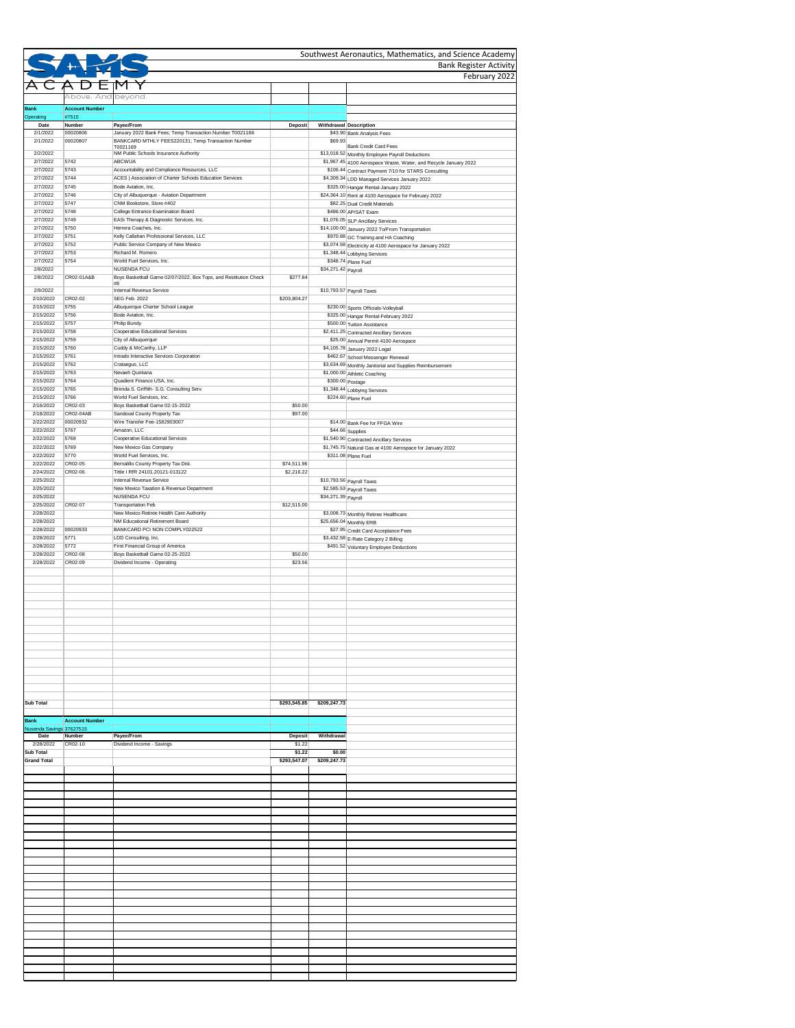SAMS ACADEMY — Above. And beyond.

# Southwest Aeronautics, Mathematics, and Science Academy

## Bank Register Activity

### February 2022

| Bank | Account Number | | | | |
|---|---|---|---|---|---|
| Operating | #7515 | | | | |
| **Date** | **Number** | **Payee/From** | **Deposit** | **Withdrawal** | **Description** |
| 2/1/2022 | 00020806 | January 2022 Bank Fees; Temp Transaction Number T0021168 | | $43.90 | Bank Analysis Fees |
| 2/1/2022 | 00020807 | BANKCARD MTHLY FEES220131; Temp Transaction Number T0021169 | | $69.93 | Bank Credit Card Fees |
| 2/2/2022 | | NM Public Schools Insurance Authority | | $13,018.52 | Monthly Employee Payroll Deductions |
| 2/7/2022 | 5742 | ABCWUA | | $1,967.45 | 4100 Aerospace Waste, Water, and Recycle January 2022 |
| 2/7/2022 | 5743 | Accountability and Compliance Resources, LLC | | $106.44 | Contract Payment 7/10 for STARS Conculting |
| 2/7/2022 | 5744 | ACES \| Association of Charter Schools Education Services | | $4,309.34 | LDD Managed Services January 2022 |
| 2/7/2022 | 5745 | Bode Aviation, Inc. | | $325.00 | Hangar Rental-January 2022 |
| 2/7/2022 | 5746 | City of Albuquerque - Aviation Department | | $24,364.10 | Rent at 4100 Aerospace for February 2022 |
| 2/7/2022 | 5747 | CNM Bookstore, Store #402 | | $82.25 | Dual Credit Materials |
| 2/7/2022 | 5748 | College Entrance Examination Board | | $486.00 | AP/SAT Exam |
| 2/7/2022 | 5749 | EASi Therapy & Diagnostic Services, Inc. | | $1,076.05 | SLP Ancillary Services |
| 2/7/2022 | 5750 | Herrera Coaches, Inc. | | $14,100.00 | January 2022 To/From Transportation |
| 2/7/2022 | 5751 | Kelly Callahan Professional Services, LLC | | $970.88 | GC Training and HA Coaching |
| 2/7/2022 | 5752 | Public Service Company of New Mexico | | $3,074.58 | Electricity at 4100 Aerospace for January 2022 |
| 2/7/2022 | 5753 | Richard M. Romero | | $1,348.44 | Lobbying Services |
| 2/7/2022 | 5754 | World Fuel Services, Inc. | | $348.74 | Plane Fuel |
| 2/8/2022 | | NUSENDA FCU | | $34,271.42 | Payroll |
| 2/8/2022 | CR02-01A&B | Boys Basketball Game 02/07/2022, Box Tops, and Restitution Check #8 | $277.84 | | |
| 2/9/2022 | | Internal Revenue Service | | $10,793.57 | Payroll Taxes |
| 2/10/2022 | CR02-02 | SEG Feb. 2022 | $203,804.27 | | |
| 2/15/2022 | 5755 | Albuquerque Charter School League | | $230.00 | Sports Officials-Volleyball |
| 2/15/2022 | 5756 | Bode Aviation, Inc. | | $325.00 | Hangar Rental-February 2022 |
| 2/15/2022 | 5757 | Philip Bundy | | $500.00 | Tuition Assistance |
| 2/15/2022 | 5758 | Cooperative Educational Services | | $2,411.25 | Contracted Ancillary Services |
| 2/15/2022 | 5759 | City of Albuquerque | | $25.00 | Annual Permit 4100 Aerospace |
| 2/15/2022 | 5760 | Cuddy & McCarthy, LLP | | $4,105.78 | January 2022 Legal |
| 2/15/2022 | 5761 | Intrado Interactive Services Corporation | | $462.67 | School Messenger Renewal |
| 2/15/2022 | 5762 | Crataegus, LLC | | $3,634.69 | Monthly Janitorial and Supplies Reimbursement |
| 2/15/2022 | 5763 | Nevaeh Quintana | | $1,000.00 | Athletic Coaching |
| 2/15/2022 | 5764 | Quadient Finance USA, Inc. | | $300.00 | Postage |
| 2/15/2022 | 5765 | Brenda S. Griffith- S.G. Consulting Serv. | | $1,348.44 | Lobbying Services |
| 2/15/2022 | 5766 | World Fuel Services, Inc. | | $224.60 | Plane Fuel |
| 2/16/2022 | CR02-03 | Boys Basketball Game 02-15-2022 | $50.00 | | |
| 2/18/2022 | CR02-04AB | Sandoval County Property Tax | $97.00 | | |
| 2/22/2022 | 00020932 | Wire Transfer Fee-1582903007 | | $14.00 | Bank Fee for FFGA Wire |
| 2/22/2022 | 5767 | Amazon, LLC | | $44.66 | Supplies |
| 2/22/2022 | 5768 | Cooperative Educational Services | | $1,540.90 | Contracted Ancillary Services |
| 2/22/2022 | 5769 | New Mexico Gas Company | | $1,745.75 | Natural Gas at 4100 Aerospace for January 2022 |
| 2/22/2022 | 5770 | World Fuel Services, Inc. | | $311.08 | Plane Fuel |
| 2/22/2022 | CR02-05 | Bernalillo County Property Tax Dist. | $74,511.96 | | |
| 2/24/2022 | CR02-06 | Title I RfR 24101.20121-013122 | $2,216.22 | | |
| 2/25/2022 | | Internal Revenue Service | | $10,793.56 | Payroll Taxes |
| 2/25/2022 | | New Mexico Taxation & Revenue Department | | $2,585.53 | Payroll Taxes |
| 2/25/2022 | | NUSENDA FCU | | $34,271.39 | Payroll |
| 2/25/2022 | CR02-07 | Transportation Feb | $12,515.00 | | |
| 2/28/2022 | | New Mexico Retiree Health Care Authority | | $3,008.73 | Monthly Retiree Healthcare |
| 2/28/2022 | | NM Educational Retirement Board | | $25,656.04 | Monthly ERB |
| 2/28/2022 | 00020933 | BANKCARD PCI NON COMPLY022522 | | $27.95 | Credit Card Acceptance Fees |
| 2/28/2022 | 5771 | LDD Consulting, Inc. | | $3,432.58 | E-Rate Category 2 Billing |
| 2/28/2022 | 5772 | First Financial Group of America | | $491.52 | Voluntary Employee Deductions |
| 2/28/2022 | CR02-08 | Boys Basketball Game 02-25-2022 | $50.00 | | |
| 2/28/2022 | CR02-09 | Dividend Income - Operating | $23.56 | | |
| **Sub Total** | | | **$293,545.85** | **$209,247.73** | |

| Bank | Account Number | | | |
|---|---|---|---|---|
| Nusenda Savings | 37627515 | | | |
| **Date** | **Number** | **Payee/From** | **Deposit** | **Withdrawal** |
| 2/28/2022 | CR02-10 | Dividend Income - Savings | $1.22 | |
| **Sub Total** | | | **$1.22** | **$0.00** |
| **Grand Total** | | | **$293,547.07** | **$209,247.73** |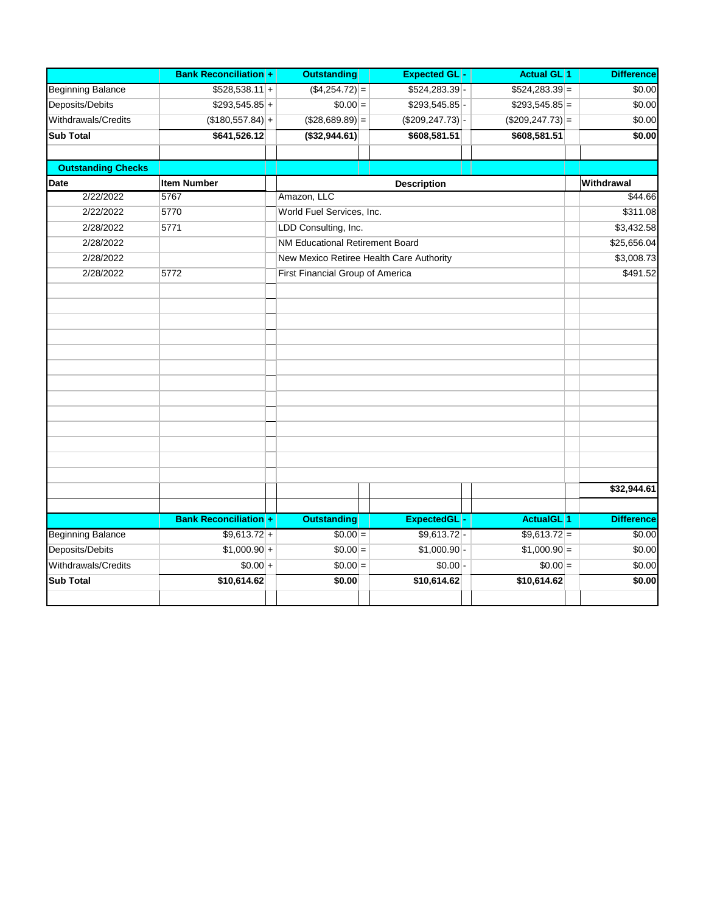| | Bank Reconciliation | + | Outstanding | | Expected GL | - | Actual GL 1 | | Difference |
|---|---|---|---|---|---|---|---|---|---|
| Beginning Balance | $528,538.11 | + | ($4,254.72) | = | $524,283.39 | - | $524,283.39 | = | $0.00 |
| Deposits/Debits | $293,545.85 | + | $0.00 | = | $293,545.85 | - | $293,545.85 | = | $0.00 |
| Withdrawals/Credits | ($180,557.84) | + | ($28,689.89) | = | ($209,247.73) | - | ($209,247.73) | = | $0.00 |
| **Sub Total** | **$641,526.12** | | **($32,944.61)** | | **$608,581.51** | | **$608,581.51** | | **$0.00** |

**Outstanding Checks**

| Date | Item Number | Description | Withdrawal |
|---|---|---|---|
| 2/22/2022 | 5767 | Amazon, LLC | $44.66 |
| 2/22/2022 | 5770 | World Fuel Services, Inc. | $311.08 |
| 2/28/2022 | 5771 | LDD Consulting, Inc. | $3,432.58 |
| 2/28/2022 | | NM Educational Retirement Board | $25,656.04 |
| 2/28/2022 | | New Mexico Retiree Health Care Authority | $3,008.73 |
| 2/28/2022 | 5772 | First Financial Group of America | $491.52 |
| | | | **$32,944.61** |

| | Bank Reconciliation | + | Outstanding | | ExpectedGL | - | ActualGL 1 | | Difference |
|---|---|---|---|---|---|---|---|---|---|
| Beginning Balance | $9,613.72 | + | $0.00 | = | $9,613.72 | - | $9,613.72 | = | $0.00 |
| Deposits/Debits | $1,000.90 | + | $0.00 | = | $1,000.90 | - | $1,000.90 | = | $0.00 |
| Withdrawals/Credits | $0.00 | + | $0.00 | = | $0.00 | - | $0.00 | = | $0.00 |
| **Sub Total** | **$10,614.62** | | **$0.00** | | **$10,614.62** | | **$10,614.62** | | **$0.00** |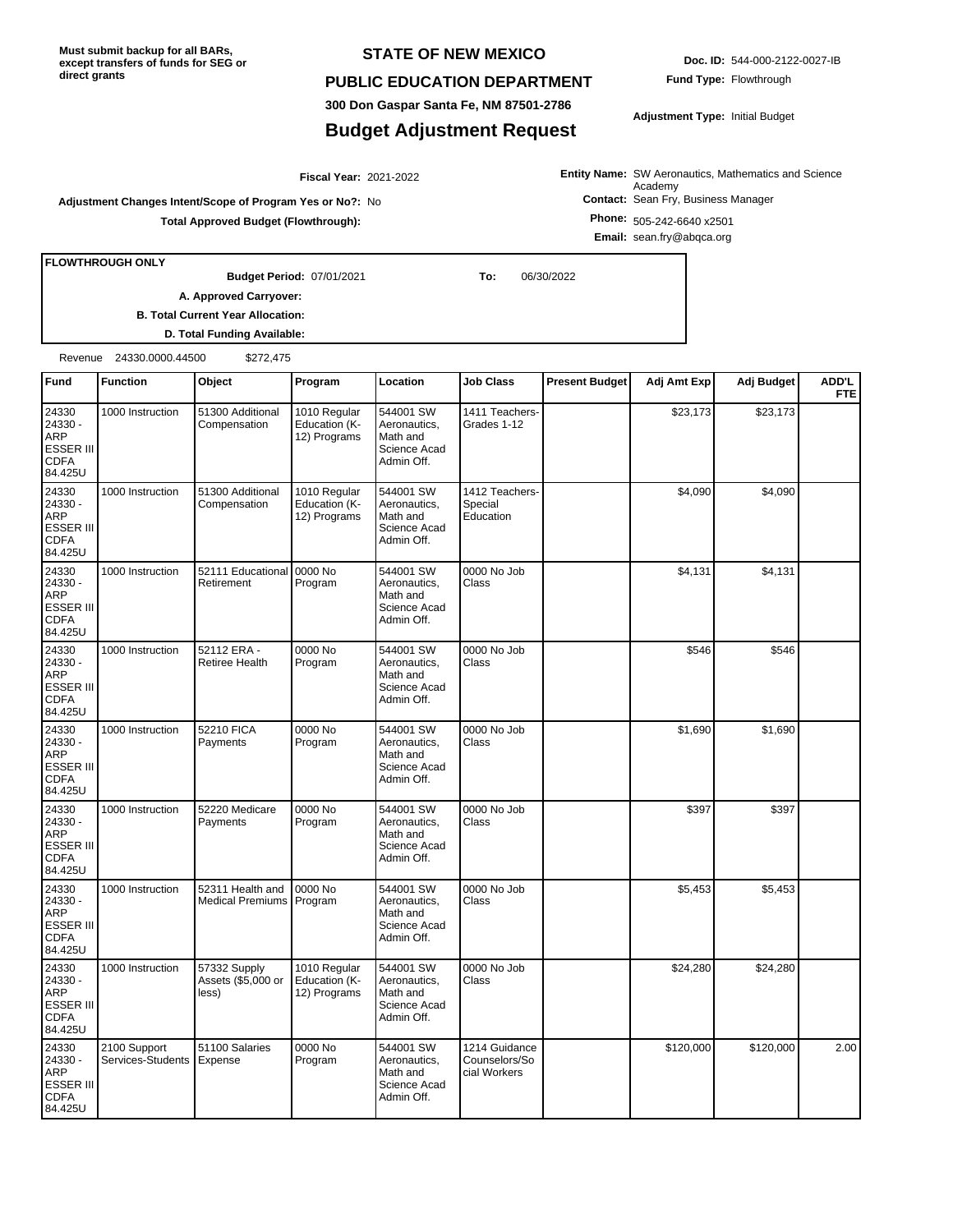**Must submit backup for all BARs, except transfers of funds for SEG or direct grants**

# STATE OF NEW MEXICO

## PUBLIC EDUCATION DEPARTMENT

300 Don Gaspar Santa Fe, NM 87501-2786

## Budget Adjustment Request

**Doc. ID:** 544-000-2122-0027-IB

**Fund Type:** Flowthrough

**Adjustment Type:** Initial Budget

**Fiscal Year:** 2021-2022

**Adjustment Changes Intent/Scope of Program Yes or No?:** No

**Total Approved Budget (Flowthrough):**

**Entity Name:** SW Aeronautics, Mathematics and Science Academy

**Contact:** Sean Fry, Business Manager

**Phone:** 505-242-6640 x2501

**Email:** sean.fry@abqca.org

**FLOWTHROUGH ONLY**

**Budget Period:** 07/01/2021 **To:** 06/30/2022

**A. Approved Carryover:**

**B. Total Current Year Allocation:**

**D. Total Funding Available:**

Revenue 24330.0000.44500 $272,475

| Fund | Function | Object | Program | Location | Job Class | Present Budget | Adj Amt Exp | Adj Budget | ADD'L FTE |
|---|---|---|---|---|---|---|---|---|---|
| 24330 24330 - ARP ESSER III CDFA 84.425U | 1000 Instruction | 51300 Additional Compensation | 1010 Regular Education (K-12) Programs | 544001 SW Aeronautics, Math and Science Acad Admin Off. | 1411 Teachers-Grades 1-12 | | $23,173 | $23,173 | |
| 24330 24330 - ARP ESSER III CDFA 84.425U | 1000 Instruction | 51300 Additional Compensation | 1010 Regular Education (K-12) Programs | 544001 SW Aeronautics, Math and Science Acad Admin Off. | 1412 Teachers-Special Education | | $4,090 | $4,090 | |
| 24330 24330 - ARP ESSER III CDFA 84.425U | 1000 Instruction | 52111 Educational Retirement | 0000 No Program | 544001 SW Aeronautics, Math and Science Acad Admin Off. | 0000 No Job Class | | $4,131 | $4,131 | |
| 24330 24330 - ARP ESSER III CDFA 84.425U | 1000 Instruction | 52112 ERA - Retiree Health | 0000 No Program | 544001 SW Aeronautics, Math and Science Acad Admin Off. | 0000 No Job Class | | $546 | $546 | |
| 24330 24330 - ARP ESSER III CDFA 84.425U | 1000 Instruction | 52210 FICA Payments | 0000 No Program | 544001 SW Aeronautics, Math and Science Acad Admin Off. | 0000 No Job Class | | $1,690 | $1,690 | |
| 24330 24330 - ARP ESSER III CDFA 84.425U | 1000 Instruction | 52220 Medicare Payments | 0000 No Program | 544001 SW Aeronautics, Math and Science Acad Admin Off. | 0000 No Job Class | | $397 | $397 | |
| 24330 24330 - ARP ESSER III CDFA 84.425U | 1000 Instruction | 52311 Health and Medical Premiums | 0000 No Program | 544001 SW Aeronautics, Math and Science Acad Admin Off. | 0000 No Job Class | | $5,453 | $5,453 | |
| 24330 24330 - ARP ESSER III CDFA 84.425U | 1000 Instruction | 57332 Supply Assets ($5,000 or less) | 1010 Regular Education (K-12) Programs | 544001 SW Aeronautics, Math and Science Acad Admin Off. | 0000 No Job Class | | $24,280 | $24,280 | |
| 24330 24330 - ARP ESSER III CDFA 84.425U | 2100 Support Services-Students | 51100 Salaries Expense | 0000 No Program | 544001 SW Aeronautics, Math and Science Acad Admin Off. | 1214 Guidance Counselors/Social Workers | | $120,000 | $120,000 | 2.00 |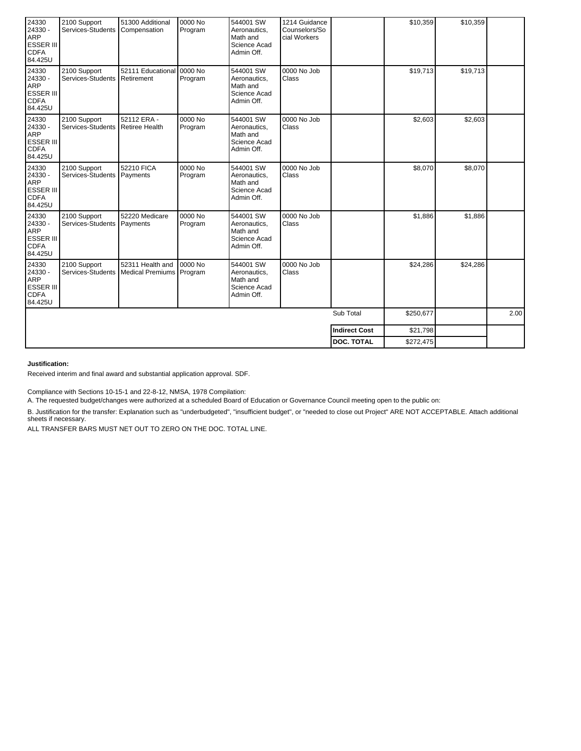| | | | | | | | | | |
|---|---|---|---|---|---|---|---|---|---|
| 24330 24330 - ARP ESSER III CDFA 84.425U | 2100 Support Services-Students | 51300 Additional Compensation | 0000 No Program | 544001 SW Aeronautics, Math and Science Acad Admin Off. | 1214 Guidance Counselors/Social Workers | | $10,359 | $10,359 | |
| 24330 24330 - ARP ESSER III CDFA 84.425U | 2100 Support Services-Students | 52111 Educational Retirement | 0000 No Program | 544001 SW Aeronautics, Math and Science Acad Admin Off. | 0000 No Job Class | | $19,713 | $19,713 | |
| 24330 24330 - ARP ESSER III CDFA 84.425U | 2100 Support Services-Students | 52112 ERA - Retiree Health | 0000 No Program | 544001 SW Aeronautics, Math and Science Acad Admin Off. | 0000 No Job Class | | $2,603 | $2,603 | |
| 24330 24330 - ARP ESSER III CDFA 84.425U | 2100 Support Services-Students | 52210 FICA Payments | 0000 No Program | 544001 SW Aeronautics, Math and Science Acad Admin Off. | 0000 No Job Class | | $8,070 | $8,070 | |
| 24330 24330 - ARP ESSER III CDFA 84.425U | 2100 Support Services-Students | 52220 Medicare Payments | 0000 No Program | 544001 SW Aeronautics, Math and Science Acad Admin Off. | 0000 No Job Class | | $1,886 | $1,886 | |
| 24330 24330 - ARP ESSER III CDFA 84.425U | 2100 Support Services-Students | 52311 Health and Medical Premiums | 0000 No Program | 544001 SW Aeronautics, Math and Science Acad Admin Off. | 0000 No Job Class | | $24,286 | $24,286 | |
| | | | | | | Sub Total | $250,677 | | 2.00 |
| | | | | | | **Indirect Cost** | $21,798 | | |
| | | | | | | **DOC. TOTAL** | $272,475 | | |

**Justification:**

Received interim and final award and substantial application approval. SDF.

Compliance with Sections 10-15-1 and 22-8-12, NMSA, 1978 Compilation:

A. The requested budget/changes were authorized at a scheduled Board of Education or Governance Council meeting open to the public on:

B. Justification for the transfer: Explanation such as "underbudgeted", "insufficient budget", or "needed to close out Project" ARE NOT ACCEPTABLE. Attach additional sheets if necessary.

ALL TRANSFER BARS MUST NET OUT TO ZERO ON THE DOC. TOTAL LINE.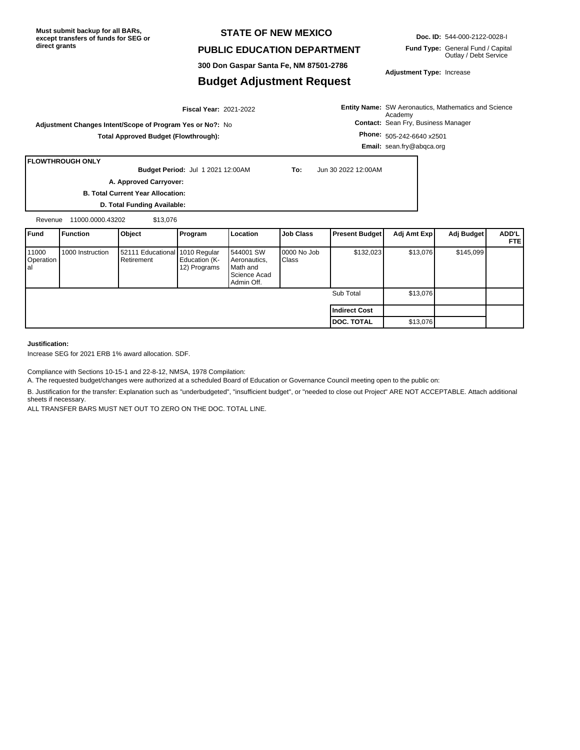Must submit backup for all BARs, except transfers of funds for SEG or direct grants

# STATE OF NEW MEXICO

## PUBLIC EDUCATION DEPARTMENT

300 Don Gaspar Santa Fe, NM 87501-2786

## Budget Adjustment Request

**Doc. ID:** 544-000-2122-0028-I

**Fund Type:** General Fund / Capital Outlay / Debt Service

**Adjustment Type:** Increase

**Fiscal Year:** 2021-2022

**Adjustment Changes Intent/Scope of Program Yes or No?:** No

**Total Approved Budget (Flowthrough):**

**Entity Name:** SW Aeronautics, Mathematics and Science Academy

**Contact:** Sean Fry, Business Manager

**Phone:** 505-242-6640 x2501

**Email:** sean.fry@abqca.org

**FLOWTHROUGH ONLY**

**Budget Period:** Jul 1 2021 12:00AM **To:** Jun 30 2022 12:00AM

**A. Approved Carryover:**

**B. Total Current Year Allocation:**

**D. Total Funding Available:**

Revenue 11000.0000.43202 $13,076

| Fund | Function | Object | Program | Location | Job Class | Present Budget | Adj Amt Exp | Adj Budget | ADD'L FTE |
|---|---|---|---|---|---|---|---|---|---|
| 11000 Operational | 1000 Instruction | 52111 Educational Retirement | 1010 Regular Education (K-12) Programs | 544001 SW Aeronautics, Math and Science Acad Admin Off. | 0000 No Job Class | $132,023 | $13,076 | $145,099 | |
| | | | | | | Sub Total | $13,076 | | |
| | | | | | | **Indirect Cost** | | | |
| | | | | | | **DOC. TOTAL** | $13,076 | | |

**Justification:**

Increase SEG for 2021 ERB 1% award allocation. SDF.

Compliance with Sections 10-15-1 and 22-8-12, NMSA, 1978 Compilation:

A. The requested budget/changes were authorized at a scheduled Board of Education or Governance Council meeting open to the public on:

B. Justification for the transfer: Explanation such as "underbudgeted", "insufficient budget", or "needed to close out Project" ARE NOT ACCEPTABLE. Attach additional sheets if necessary.

ALL TRANSFER BARS MUST NET OUT TO ZERO ON THE DOC. TOTAL LINE.